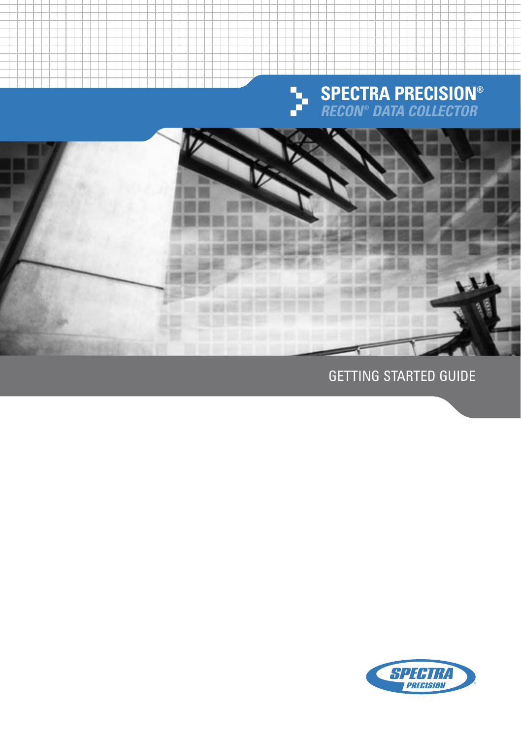# SPECTRA PRECISION®

## RECON® DATA COLLECTOR

GETTING STARTED GUIDE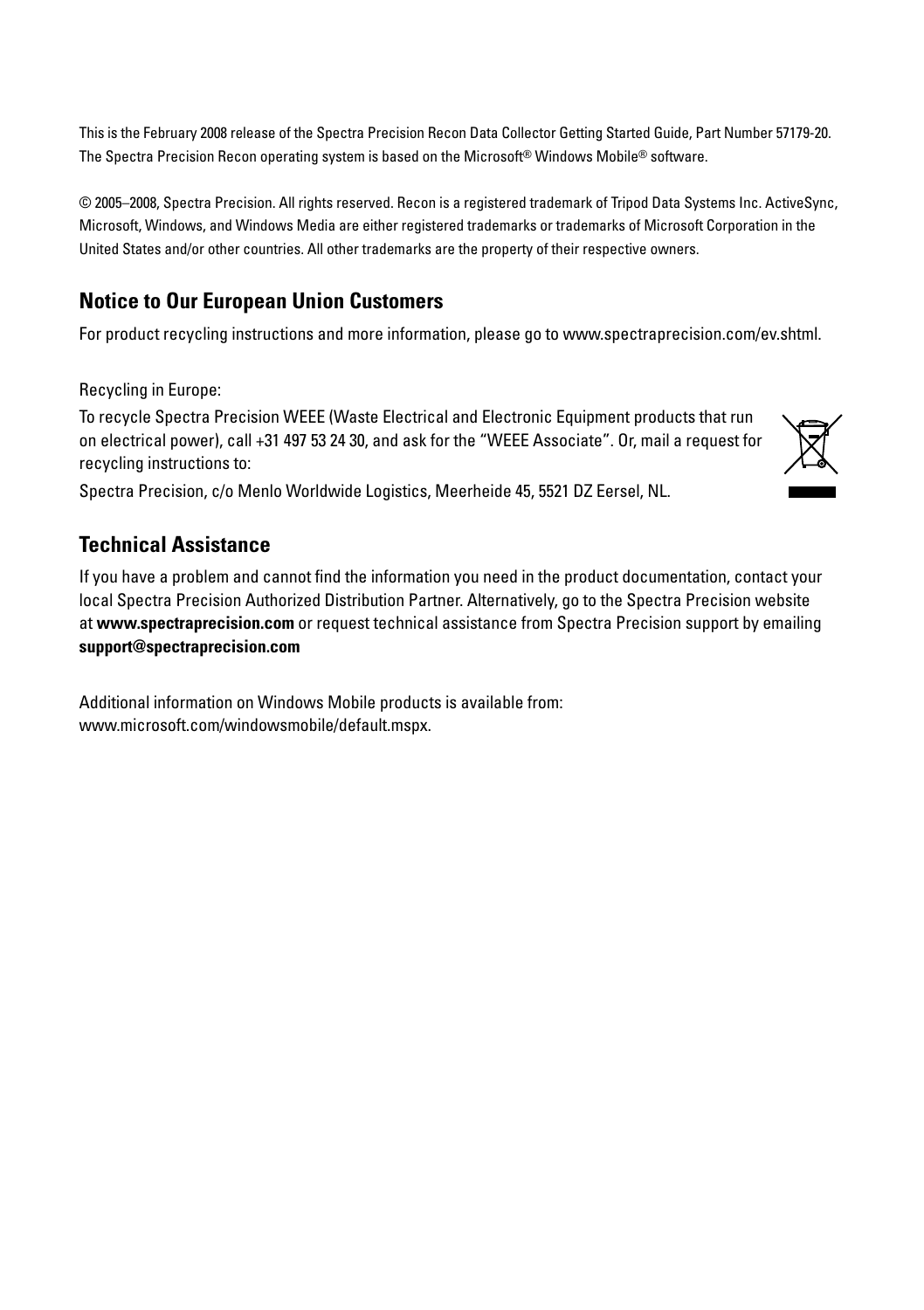This is the February 2008 release of the Spectra Precision Recon Data Collector Getting Started Guide, Part Number 57179-20. The Spectra Precision Recon operating system is based on the Microsoft® Windows Mobile® software.

© 2005–2008, Spectra Precision. All rights reserved. Recon is a registered trademark of Tripod Data Systems Inc. ActiveSync, Microsoft, Windows, and Windows Media are either registered trademarks or trademarks of Microsoft Corporation in the United States and/or other countries. All other trademarks are the property of their respective owners.

## Notice to Our European Union Customers

For product recycling instructions and more information, please go to www.spectraprecision.com/ev.shtml.

Recycling in Europe:

To recycle Spectra Precision WEEE (Waste Electrical and Electronic Equipment products that run on electrical power), call +31 497 53 24 30, and ask for the "WEEE Associate". Or, mail a request for recycling instructions to:

Spectra Precision, c/o Menlo Worldwide Logistics, Meerheide 45, 5521 DZ Eersel, NL.

## Technical Assistance

If you have a problem and cannot find the information you need in the product documentation, contact your local Spectra Precision Authorized Distribution Partner. Alternatively, go to the Spectra Precision website at **www.spectraprecision.com** or request technical assistance from Spectra Precision support by emailing **support@spectraprecision.com**

Additional information on Windows Mobile products is available from:
www.microsoft.com/windowsmobile/default.mspx.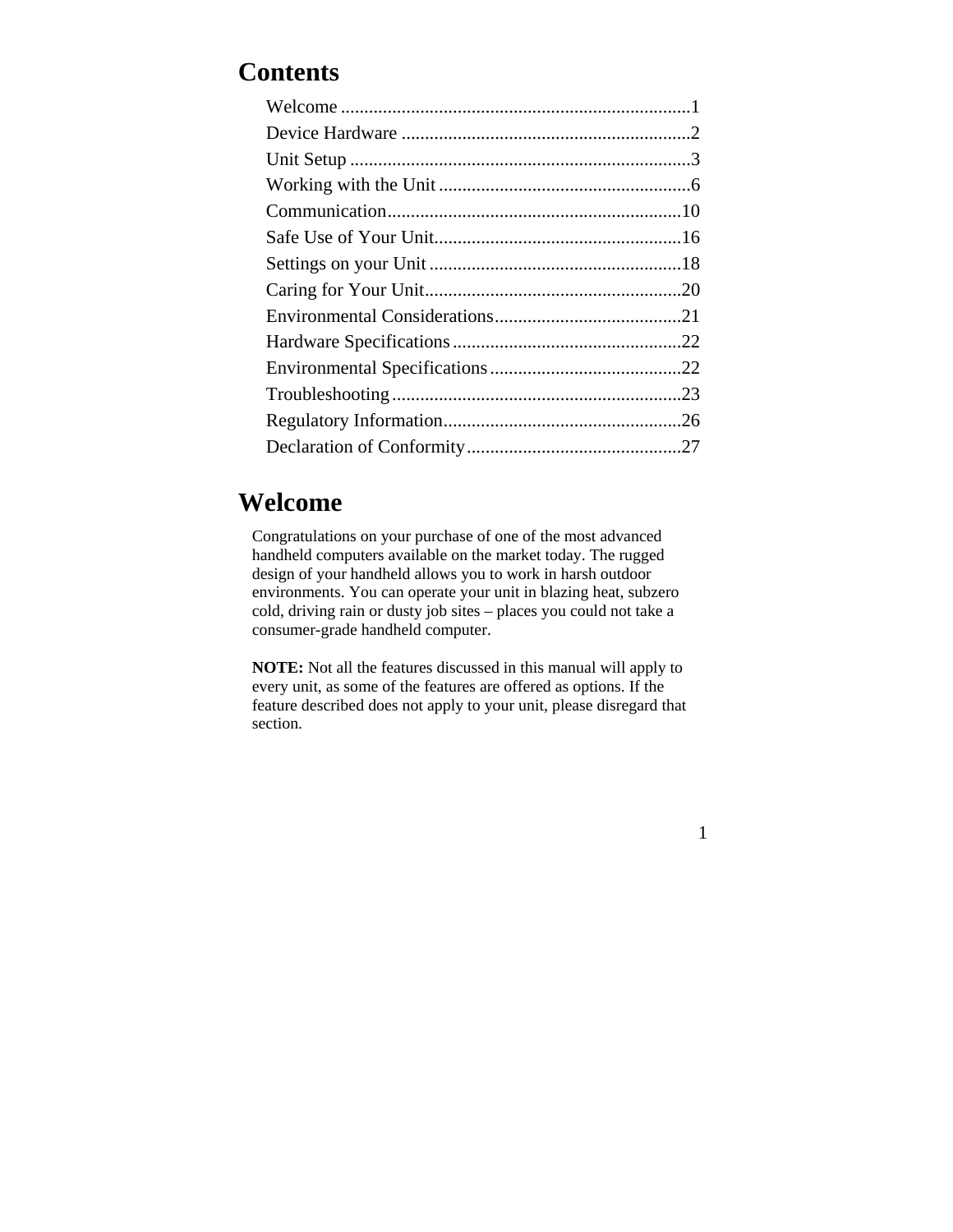# Contents

Welcome ..........................................................................1
Device Hardware .............................................................2
Unit Setup .........................................................................3
Working with the Unit .....................................................6
Communication..............................................................10
Safe Use of Your Unit....................................................16
Settings on your Unit .....................................................18
Caring for Your Unit......................................................20
Environmental Considerations.......................................21
Hardware Specifications ................................................22
Environmental Specifications ........................................22
Troubleshooting .............................................................23
Regulatory Information..................................................26
Declaration of Conformity.............................................27

# Welcome

Congratulations on your purchase of one of the most advanced handheld computers available on the market today. The rugged design of your handheld allows you to work in harsh outdoor environments. You can operate your unit in blazing heat, subzero cold, driving rain or dusty job sites – places you could not take a consumer-grade handheld computer.

**NOTE:** Not all the features discussed in this manual will apply to every unit, as some of the features are offered as options. If the feature described does not apply to your unit, please disregard that section.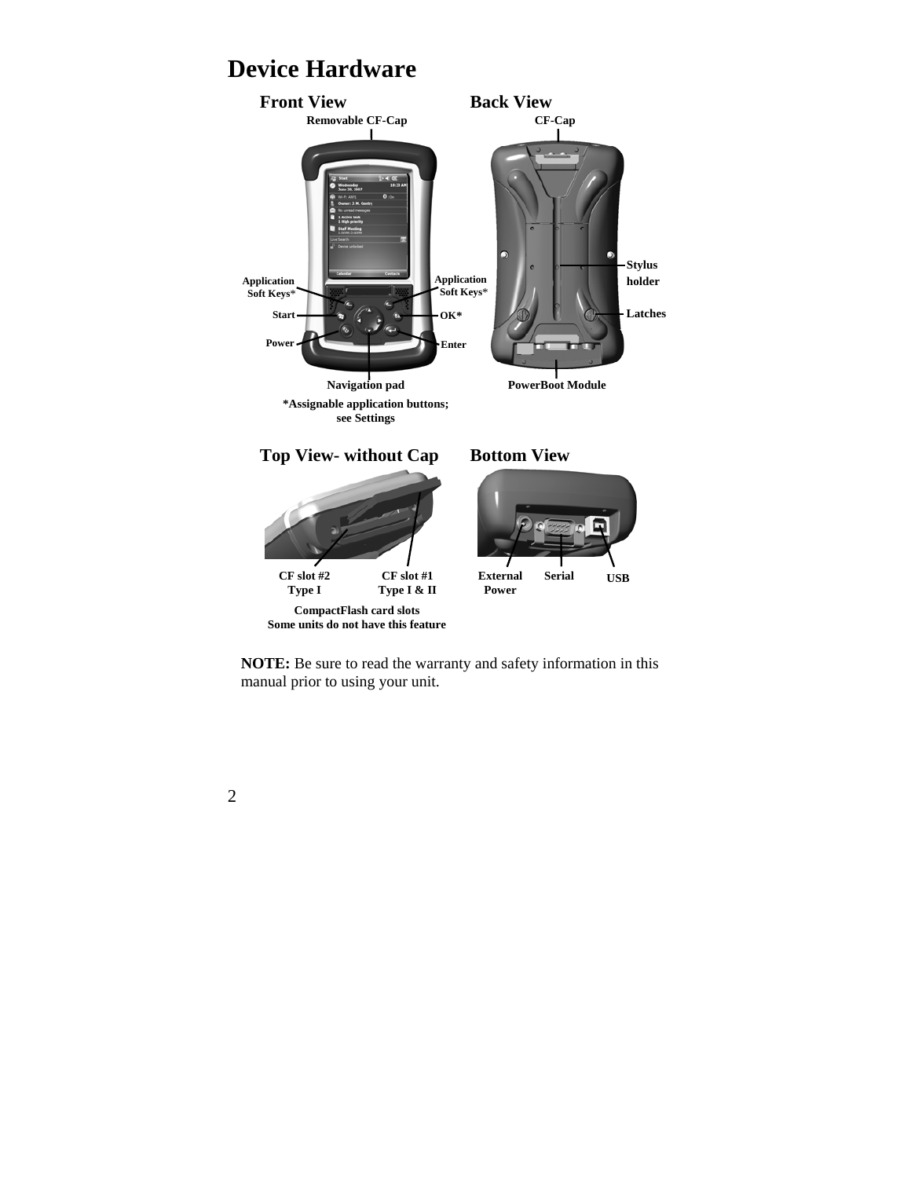# Device Hardware

### Front View

Removable CF-Cap

Application Soft Keys*

Application Soft Keys*

Start

OK*

Power

Enter

Navigation pad

*Assignable application buttons; see Settings

### Back View

CF-Cap

Stylus holder

Latches

PowerBoot Module

### Top View- without Cap

CF slot #2 Type I

CF slot #1 Type I & II

CompactFlash card slots
Some units do not have this feature

### Bottom View

External Power

Serial

USB

**NOTE:** Be sure to read the warranty and safety information in this manual prior to using your unit.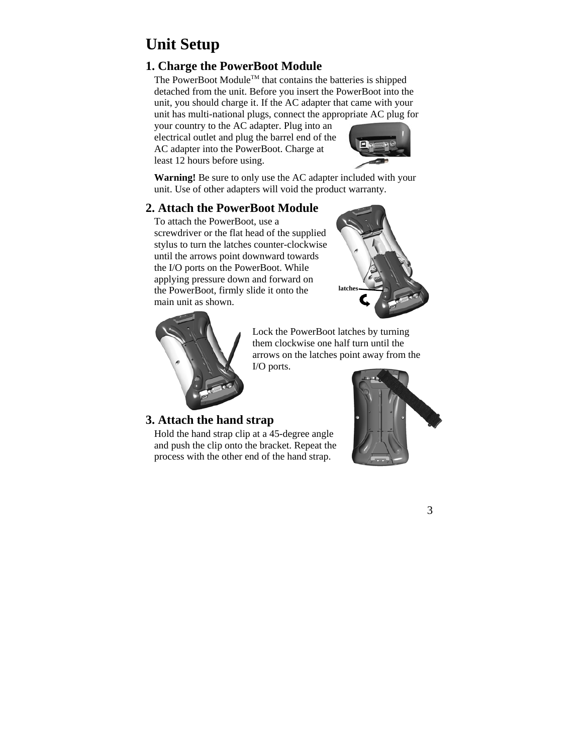# Unit Setup

## 1. Charge the PowerBoot Module

The PowerBoot Module™ that contains the batteries is shipped detached from the unit. Before you insert the PowerBoot into the unit, you should charge it. If the AC adapter that came with your unit has multi-national plugs, connect the appropriate AC plug for your country to the AC adapter. Plug into an electrical outlet and plug the barrel end of the AC adapter into the PowerBoot. Charge at least 12 hours before using.

**Warning!** Be sure to only use the AC adapter included with your unit. Use of other adapters will void the product warranty.

## 2. Attach the PowerBoot Module

To attach the PowerBoot, use a screwdriver or the flat head of the supplied stylus to turn the latches counter-clockwise until the arrows point downward towards the I/O ports on the PowerBoot. While applying pressure down and forward on the PowerBoot, firmly slide it onto the main unit as shown.

latches

Lock the PowerBoot latches by turning them clockwise one half turn until the arrows on the latches point away from the I/O ports.

## 3. Attach the hand strap

Hold the hand strap clip at a 45-degree angle and push the clip onto the bracket. Repeat the process with the other end of the hand strap.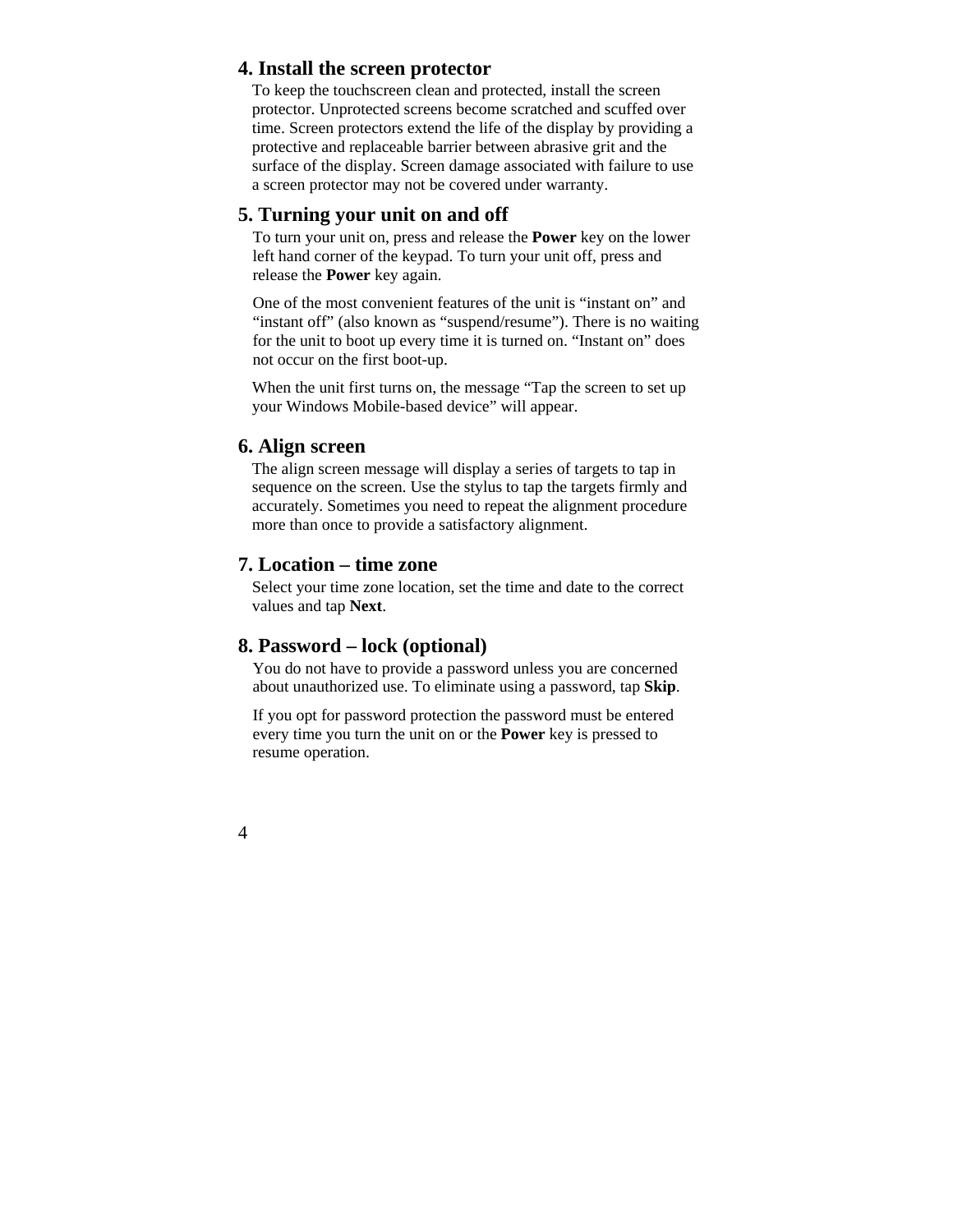## 4. Install the screen protector

To keep the touchscreen clean and protected, install the screen protector. Unprotected screens become scratched and scuffed over time. Screen protectors extend the life of the display by providing a protective and replaceable barrier between abrasive grit and the surface of the display. Screen damage associated with failure to use a screen protector may not be covered under warranty.

## 5. Turning your unit on and off

To turn your unit on, press and release the **Power** key on the lower left hand corner of the keypad. To turn your unit off, press and release the **Power** key again.

One of the most convenient features of the unit is “instant on” and “instant off” (also known as “suspend/resume”). There is no waiting for the unit to boot up every time it is turned on. “Instant on” does not occur on the first boot-up.

When the unit first turns on, the message “Tap the screen to set up your Windows Mobile-based device” will appear.

## 6. Align screen

The align screen message will display a series of targets to tap in sequence on the screen. Use the stylus to tap the targets firmly and accurately. Sometimes you need to repeat the alignment procedure more than once to provide a satisfactory alignment.

## 7. Location – time zone

Select your time zone location, set the time and date to the correct values and tap **Next**.

## 8. Password – lock (optional)

You do not have to provide a password unless you are concerned about unauthorized use. To eliminate using a password, tap **Skip**.

If you opt for password protection the password must be entered every time you turn the unit on or the **Power** key is pressed to resume operation.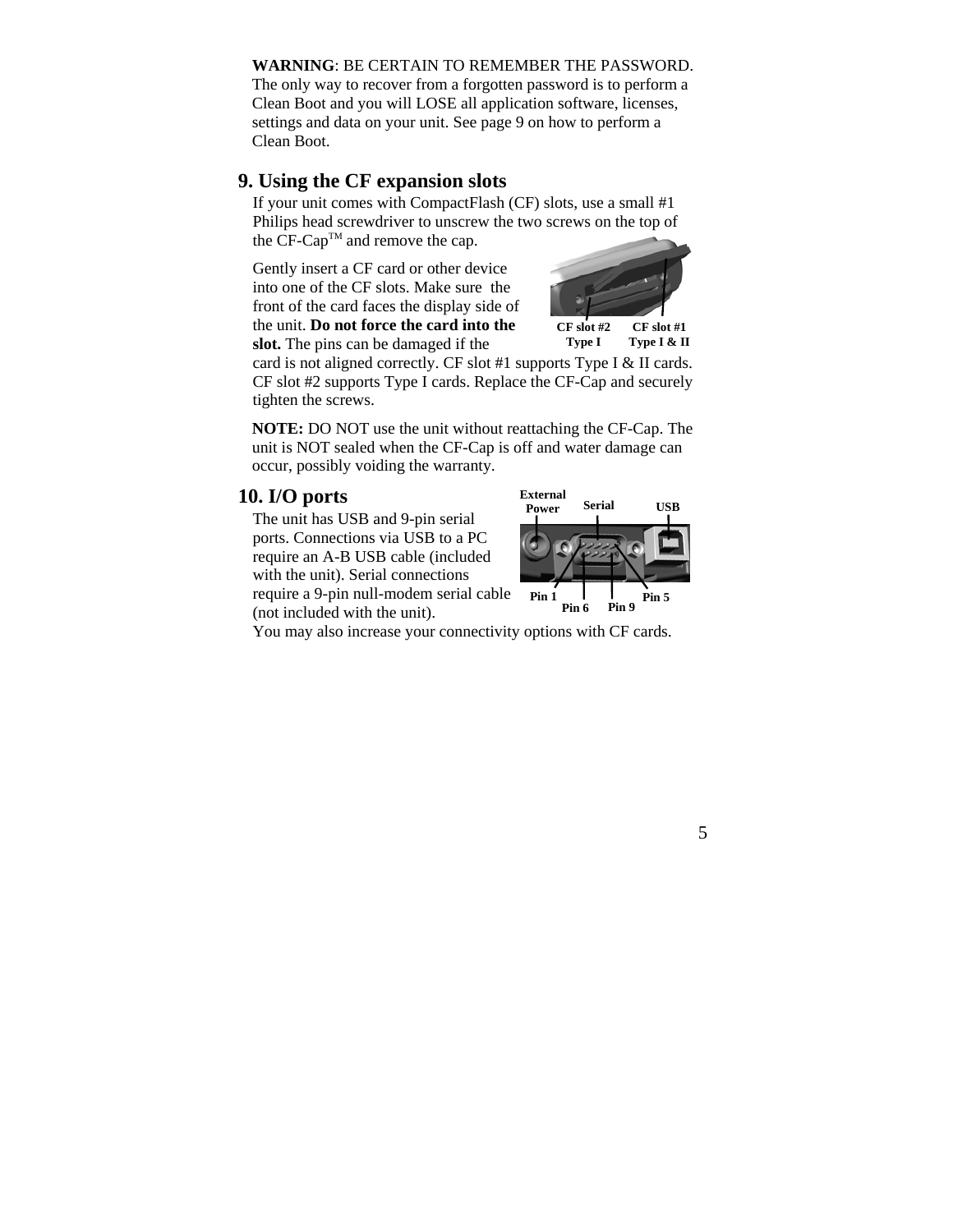**WARNING**: BE CERTAIN TO REMEMBER THE PASSWORD. The only way to recover from a forgotten password is to perform a Clean Boot and you will LOSE all application software, licenses, settings and data on your unit. See page 9 on how to perform a Clean Boot.

## 9. Using the CF expansion slots

If your unit comes with CompactFlash (CF) slots, use a small #1 Philips head screwdriver to unscrew the two screws on the top of the CF-Cap™ and remove the cap.

Gently insert a CF card or other device into one of the CF slots. Make sure the front of the card faces the display side of the unit. **Do not force the card into the slot.** The pins can be damaged if the card is not aligned correctly. CF slot #1 supports Type I & II cards. CF slot #2 supports Type I cards. Replace the CF-Cap and securely tighten the screws.

CF slot #2 Type I    CF slot #1 Type I & II

**NOTE:** DO NOT use the unit without reattaching the CF-Cap. The unit is NOT sealed when the CF-Cap is off and water damage can occur, possibly voiding the warranty.

## 10. I/O ports

The unit has USB and 9-pin serial ports. Connections via USB to a PC require an A-B USB cable (included with the unit). Serial connections require a 9-pin null-modem serial cable (not included with the unit).

External Power    Serial    USB

Pin 1    Pin 6    Pin 9    Pin 5

You may also increase your connectivity options with CF cards.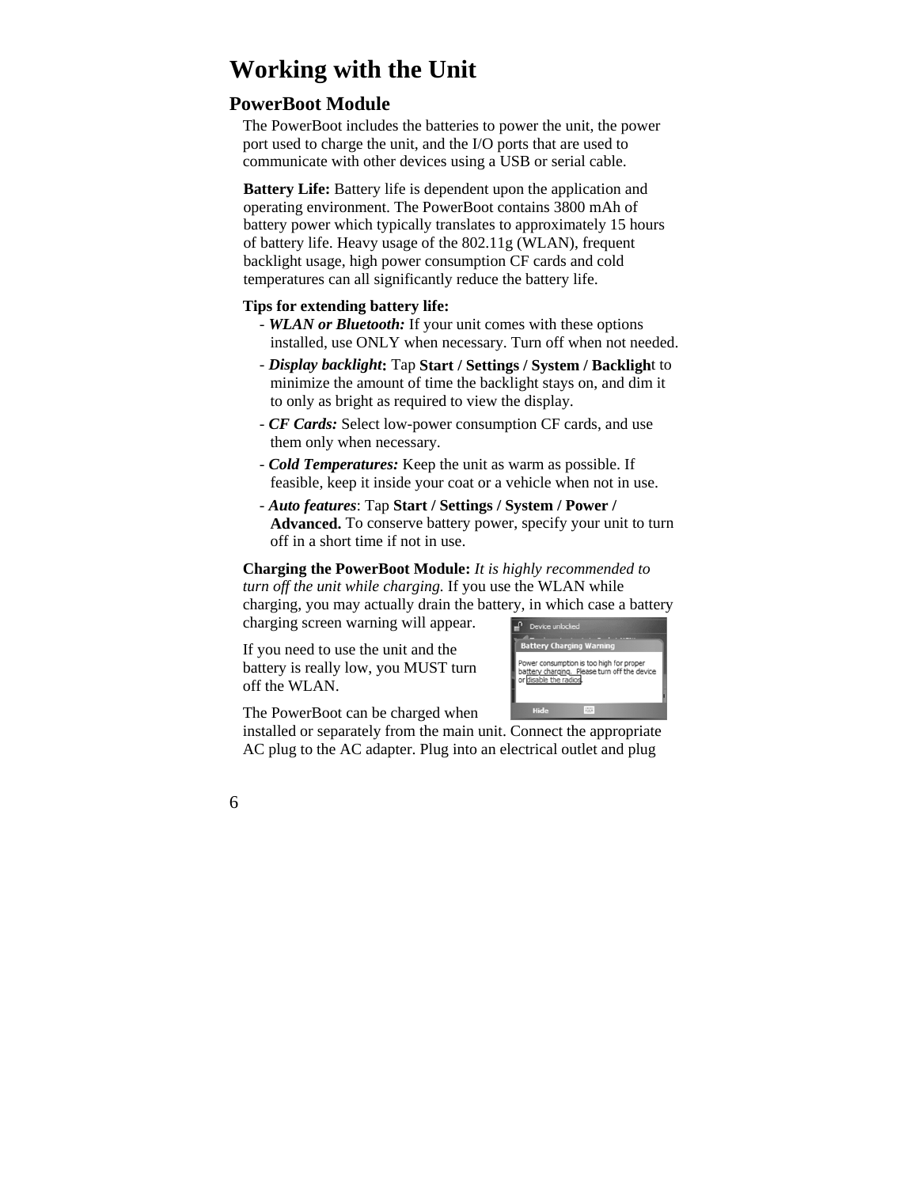# Working with the Unit

## PowerBoot Module

The PowerBoot includes the batteries to power the unit, the power port used to charge the unit, and the I/O ports that are used to communicate with other devices using a USB or serial cable.

**Battery Life:** Battery life is dependent upon the application and operating environment. The PowerBoot contains 3800 mAh of battery power which typically translates to approximately 15 hours of battery life. Heavy usage of the 802.11g (WLAN), frequent backlight usage, high power consumption CF cards and cold temperatures can all significantly reduce the battery life.

**Tips for extending battery life:**

- ***WLAN or Bluetooth:*** If your unit comes with these options installed, use ONLY when necessary. Turn off when not needed.
- ***Display backlight*:** Tap **Start / Settings / System / Backlight** to minimize the amount of time the backlight stays on, and dim it to only as bright as required to view the display.
- ***CF Cards:*** Select low-power consumption CF cards, and use them only when necessary.
- ***Cold Temperatures:*** Keep the unit as warm as possible. If feasible, keep it inside your coat or a vehicle when not in use.
- ***Auto features***: Tap **Start / Settings / System / Power / Advanced.** To conserve battery power, specify your unit to turn off in a short time if not in use.

**Charging the PowerBoot Module:** *It is highly recommended to turn off the unit while charging.* If you use the WLAN while charging, you may actually drain the battery, in which case a battery charging screen warning will appear.

If you need to use the unit and the battery is really low, you MUST turn off the WLAN.

The PowerBoot can be charged when installed or separately from the main unit. Connect the appropriate AC plug to the AC adapter. Plug into an electrical outlet and plug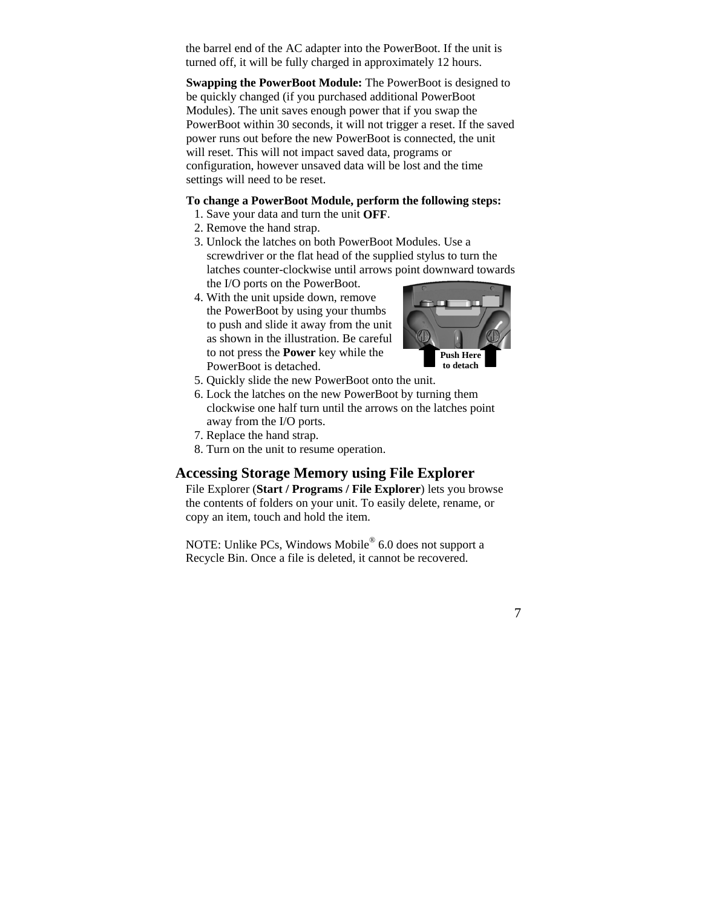the barrel end of the AC adapter into the PowerBoot. If the unit is turned off, it will be fully charged in approximately 12 hours.

**Swapping the PowerBoot Module:** The PowerBoot is designed to be quickly changed (if you purchased additional PowerBoot Modules). The unit saves enough power that if you swap the PowerBoot within 30 seconds, it will not trigger a reset. If the saved power runs out before the new PowerBoot is connected, the unit will reset. This will not impact saved data, programs or configuration, however unsaved data will be lost and the time settings will need to be reset.

**To change a PowerBoot Module, perform the following steps:**

1. Save your data and turn the unit **OFF**.
2. Remove the hand strap.
3. Unlock the latches on both PowerBoot Modules. Use a screwdriver or the flat head of the supplied stylus to turn the latches counter-clockwise until arrows point downward towards the I/O ports on the PowerBoot.
4. With the unit upside down, remove the PowerBoot by using your thumbs to push and slide it away from the unit as shown in the illustration. Be careful to not press the **Power** key while the PowerBoot is detached.
5. Quickly slide the new PowerBoot onto the unit.
6. Lock the latches on the new PowerBoot by turning them clockwise one half turn until the arrows on the latches point away from the I/O ports.
7. Replace the hand strap.
8. Turn on the unit to resume operation.

**Push Here to detach**

## Accessing Storage Memory using File Explorer

File Explorer (**Start / Programs / File Explorer**) lets you browse the contents of folders on your unit. To easily delete, rename, or copy an item, touch and hold the item.

NOTE: Unlike PCs, Windows Mobile® 6.0 does not support a Recycle Bin. Once a file is deleted, it cannot be recovered.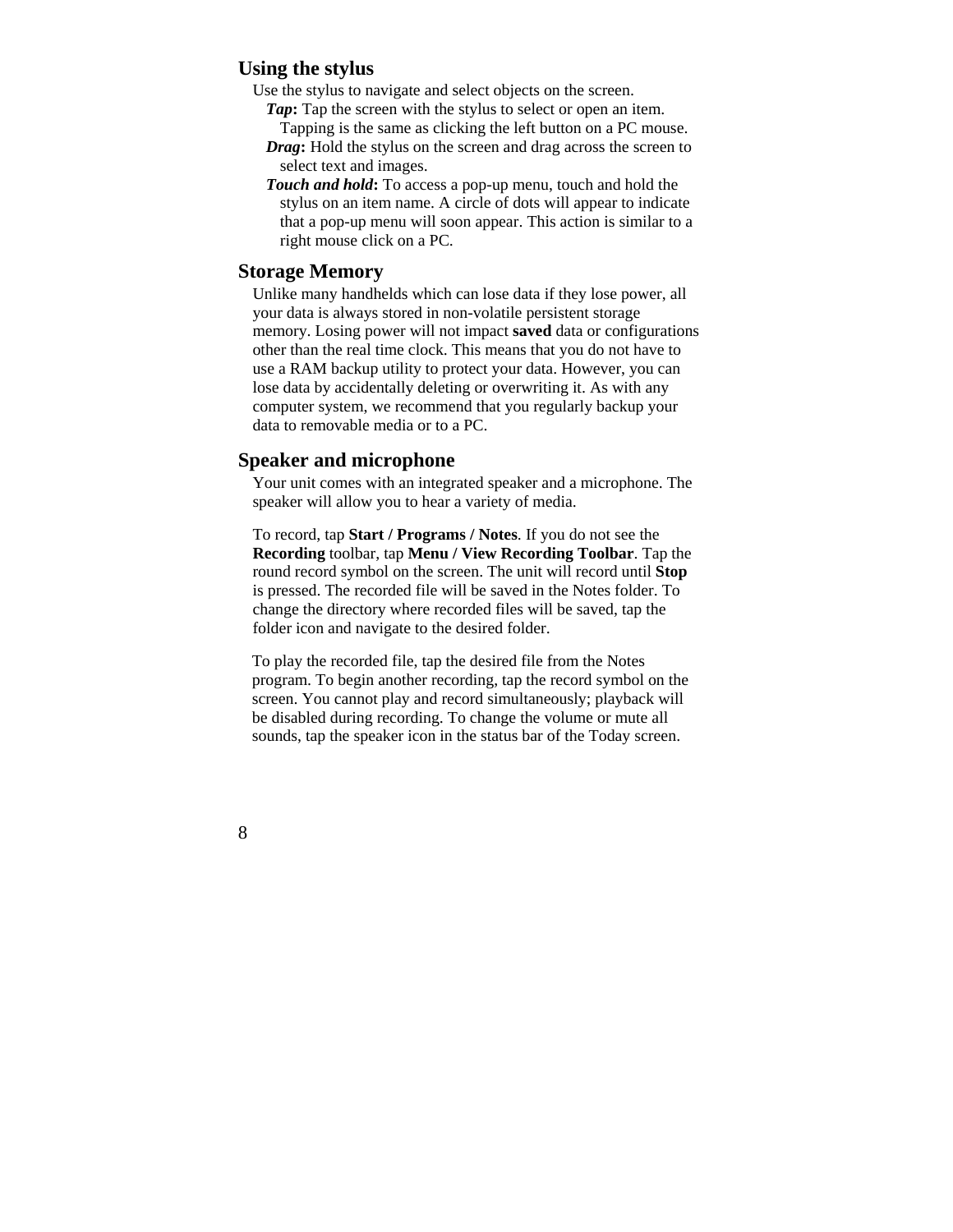## Using the stylus

Use the stylus to navigate and select objects on the screen.

- ***Tap*****:** Tap the screen with the stylus to select or open an item. Tapping is the same as clicking the left button on a PC mouse.
- ***Drag*****:** Hold the stylus on the screen and drag across the screen to select text and images.
- ***Touch and hold*****:** To access a pop-up menu, touch and hold the stylus on an item name. A circle of dots will appear to indicate that a pop-up menu will soon appear. This action is similar to a right mouse click on a PC.

## Storage Memory

Unlike many handhelds which can lose data if they lose power, all your data is always stored in non-volatile persistent storage memory. Losing power will not impact **saved** data or configurations other than the real time clock. This means that you do not have to use a RAM backup utility to protect your data. However, you can lose data by accidentally deleting or overwriting it. As with any computer system, we recommend that you regularly backup your data to removable media or to a PC.

## Speaker and microphone

Your unit comes with an integrated speaker and a microphone. The speaker will allow you to hear a variety of media.

To record, tap **Start / Programs / Notes**. If you do not see the **Recording** toolbar, tap **Menu / View Recording Toolbar**. Tap the round record symbol on the screen. The unit will record until **Stop** is pressed. The recorded file will be saved in the Notes folder. To change the directory where recorded files will be saved, tap the folder icon and navigate to the desired folder.

To play the recorded file, tap the desired file from the Notes program. To begin another recording, tap the record symbol on the screen. You cannot play and record simultaneously; playback will be disabled during recording. To change the volume or mute all sounds, tap the speaker icon in the status bar of the Today screen.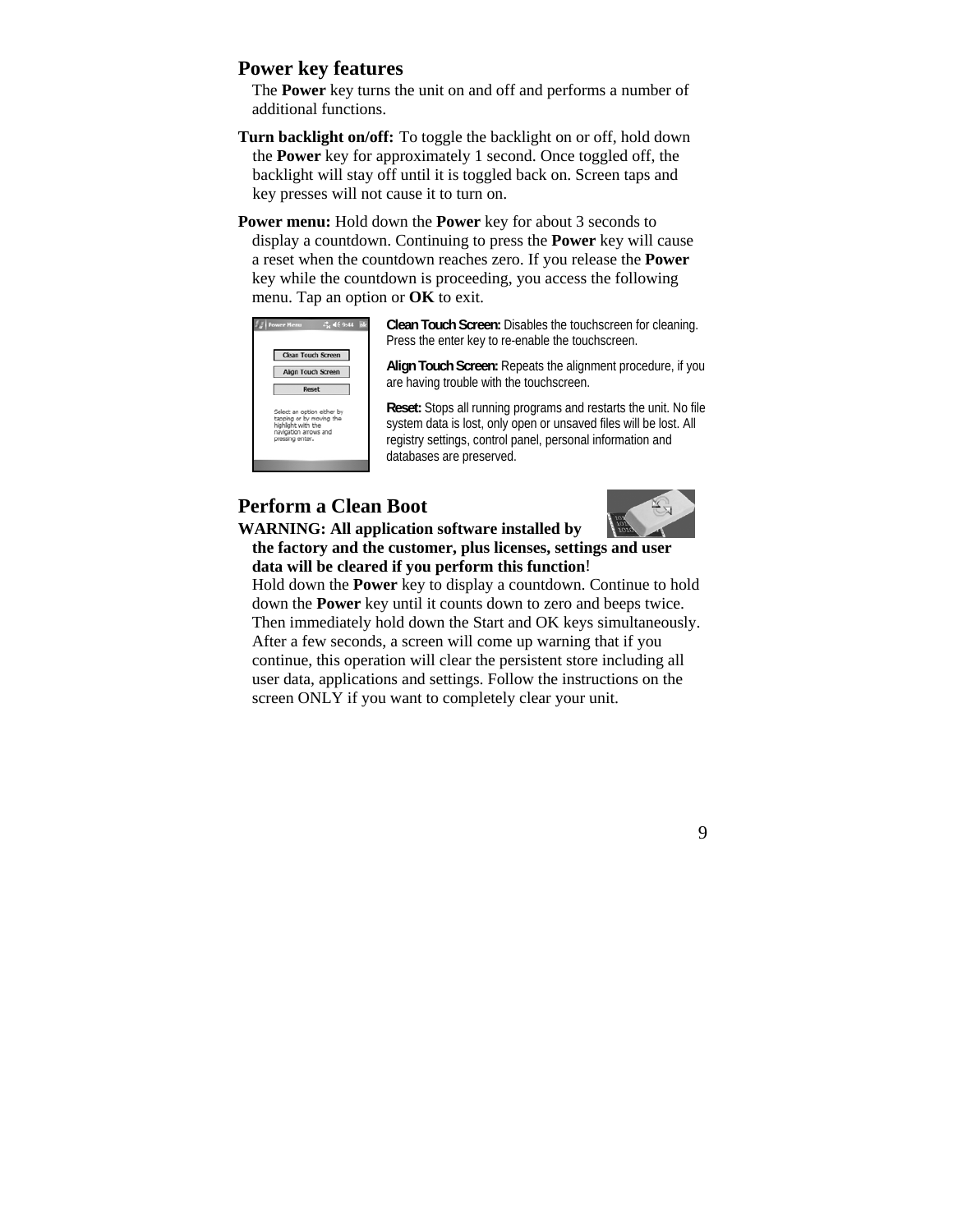## Power key features

The **Power** key turns the unit on and off and performs a number of additional functions.

**Turn backlight on/off:** To toggle the backlight on or off, hold down the **Power** key for approximately 1 second. Once toggled off, the backlight will stay off until it is toggled back on. Screen taps and key presses will not cause it to turn on.

**Power menu:** Hold down the **Power** key for about 3 seconds to display a countdown. Continuing to press the **Power** key will cause a reset when the countdown reaches zero. If you release the **Power** key while the countdown is proceeding, you access the following menu. Tap an option or **OK** to exit.

**Clean Touch Screen:** Disables the touchscreen for cleaning. Press the enter key to re-enable the touchscreen.

**Align Touch Screen:** Repeats the alignment procedure, if you are having trouble with the touchscreen.

**Reset:** Stops all running programs and restarts the unit. No file system data is lost, only open or unsaved files will be lost. All registry settings, control panel, personal information and databases are preserved.

## Perform a Clean Boot

**WARNING: All application software installed by the factory and the customer, plus licenses, settings and user data will be cleared if you perform this function**!

Hold down the **Power** key to display a countdown. Continue to hold down the **Power** key until it counts down to zero and beeps twice. Then immediately hold down the Start and OK keys simultaneously. After a few seconds, a screen will come up warning that if you continue, this operation will clear the persistent store including all user data, applications and settings. Follow the instructions on the screen ONLY if you want to completely clear your unit.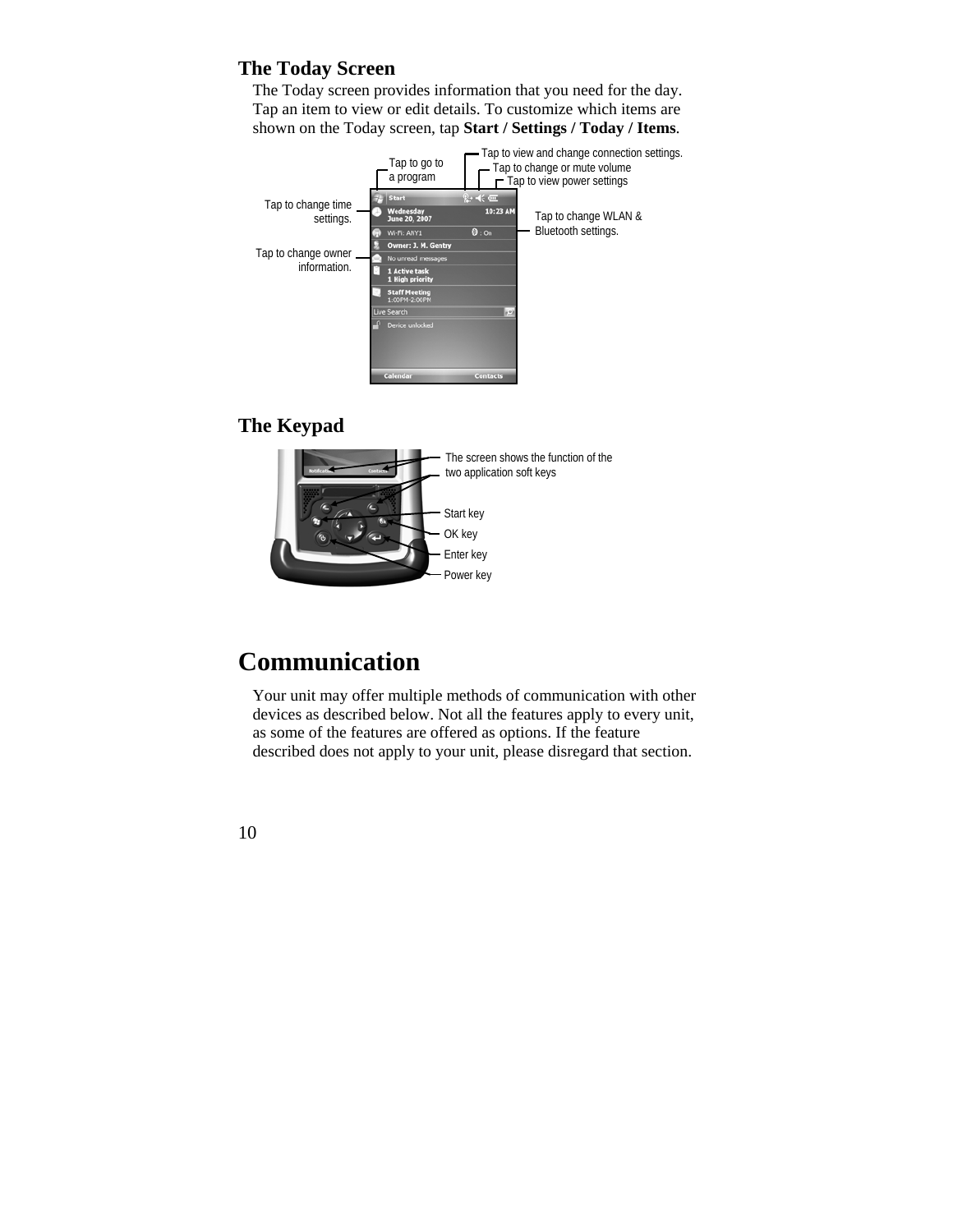## The Today Screen

The Today screen provides information that you need for the day. Tap an item to view or edit details. To customize which items are shown on the Today screen, tap **Start / Settings / Today / Items**.

Tap to go to a program

Tap to view and change connection settings.

Tap to change or mute volume

Tap to view power settings

Tap to change time settings.

Tap to change WLAN & Bluetooth settings.

Tap to change owner information.

## The Keypad

The screen shows the function of the two application soft keys

Start key

OK key

Enter key

Power key

# Communication

Your unit may offer multiple methods of communication with other devices as described below. Not all the features apply to every unit, as some of the features are offered as options. If the feature described does not apply to your unit, please disregard that section.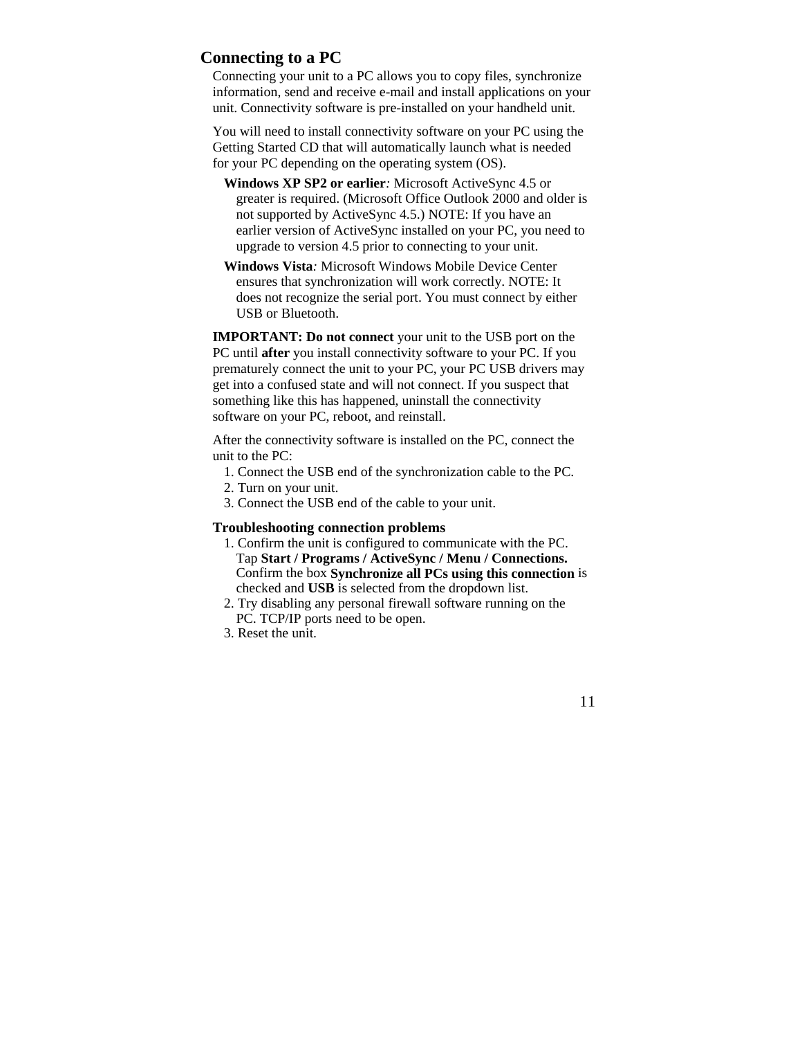## Connecting to a PC

Connecting your unit to a PC allows you to copy files, synchronize information, send and receive e-mail and install applications on your unit. Connectivity software is pre-installed on your handheld unit.

You will need to install connectivity software on your PC using the Getting Started CD that will automatically launch what is needed for your PC depending on the operating system (OS).

**Windows XP SP2 or earlier**: Microsoft ActiveSync 4.5 or greater is required. (Microsoft Office Outlook 2000 and older is not supported by ActiveSync 4.5.) NOTE: If you have an earlier version of ActiveSync installed on your PC, you need to upgrade to version 4.5 prior to connecting to your unit.

**Windows Vista**: Microsoft Windows Mobile Device Center ensures that synchronization will work correctly. NOTE: It does not recognize the serial port. You must connect by either USB or Bluetooth.

**IMPORTANT: Do not connect** your unit to the USB port on the PC until **after** you install connectivity software to your PC. If you prematurely connect the unit to your PC, your PC USB drivers may get into a confused state and will not connect. If you suspect that something like this has happened, uninstall the connectivity software on your PC, reboot, and reinstall.

After the connectivity software is installed on the PC, connect the unit to the PC:

1. Connect the USB end of the synchronization cable to the PC.
2. Turn on your unit.
3. Connect the USB end of the cable to your unit.

### Troubleshooting connection problems

1. Confirm the unit is configured to communicate with the PC. Tap **Start / Programs / ActiveSync / Menu / Connections.** Confirm the box **Synchronize all PCs using this connection** is checked and **USB** is selected from the dropdown list.
2. Try disabling any personal firewall software running on the PC. TCP/IP ports need to be open.
3. Reset the unit.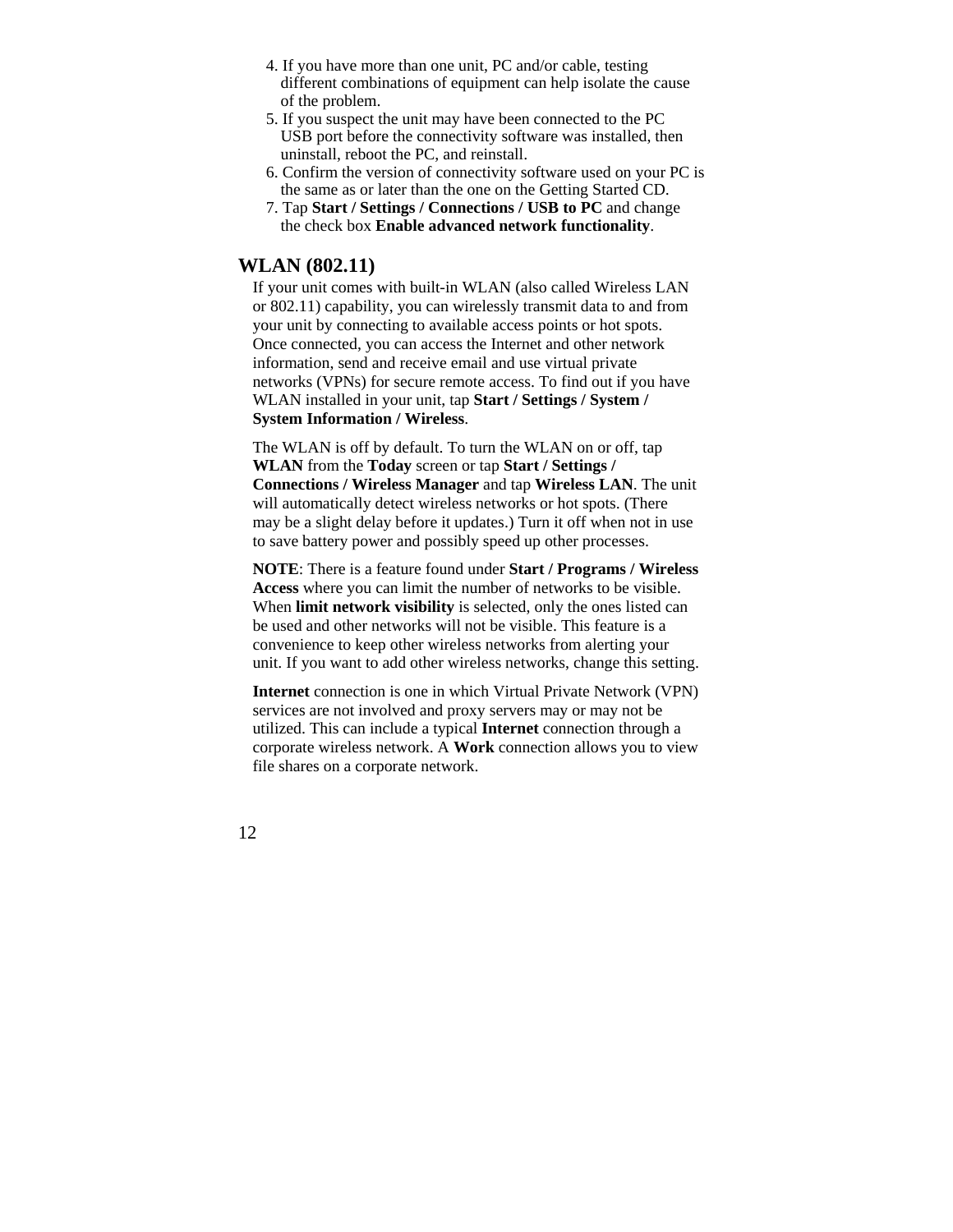4. If you have more than one unit, PC and/or cable, testing different combinations of equipment can help isolate the cause of the problem.
5. If you suspect the unit may have been connected to the PC USB port before the connectivity software was installed, then uninstall, reboot the PC, and reinstall.
6. Confirm the version of connectivity software used on your PC is the same as or later than the one on the Getting Started CD.
7. Tap **Start / Settings / Connections / USB to PC** and change the check box **Enable advanced network functionality**.

## WLAN (802.11)

If your unit comes with built-in WLAN (also called Wireless LAN or 802.11) capability, you can wirelessly transmit data to and from your unit by connecting to available access points or hot spots. Once connected, you can access the Internet and other network information, send and receive email and use virtual private networks (VPNs) for secure remote access. To find out if you have WLAN installed in your unit, tap **Start / Settings / System / System Information / Wireless**.

The WLAN is off by default. To turn the WLAN on or off, tap **WLAN** from the **Today** screen or tap **Start / Settings / Connections / Wireless Manager** and tap **Wireless LAN**. The unit will automatically detect wireless networks or hot spots. (There may be a slight delay before it updates.) Turn it off when not in use to save battery power and possibly speed up other processes.

**NOTE**: There is a feature found under **Start / Programs / Wireless Access** where you can limit the number of networks to be visible. When **limit network visibility** is selected, only the ones listed can be used and other networks will not be visible. This feature is a convenience to keep other wireless networks from alerting your unit. If you want to add other wireless networks, change this setting.

**Internet** connection is one in which Virtual Private Network (VPN) services are not involved and proxy servers may or may not be utilized. This can include a typical **Internet** connection through a corporate wireless network. A **Work** connection allows you to view file shares on a corporate network.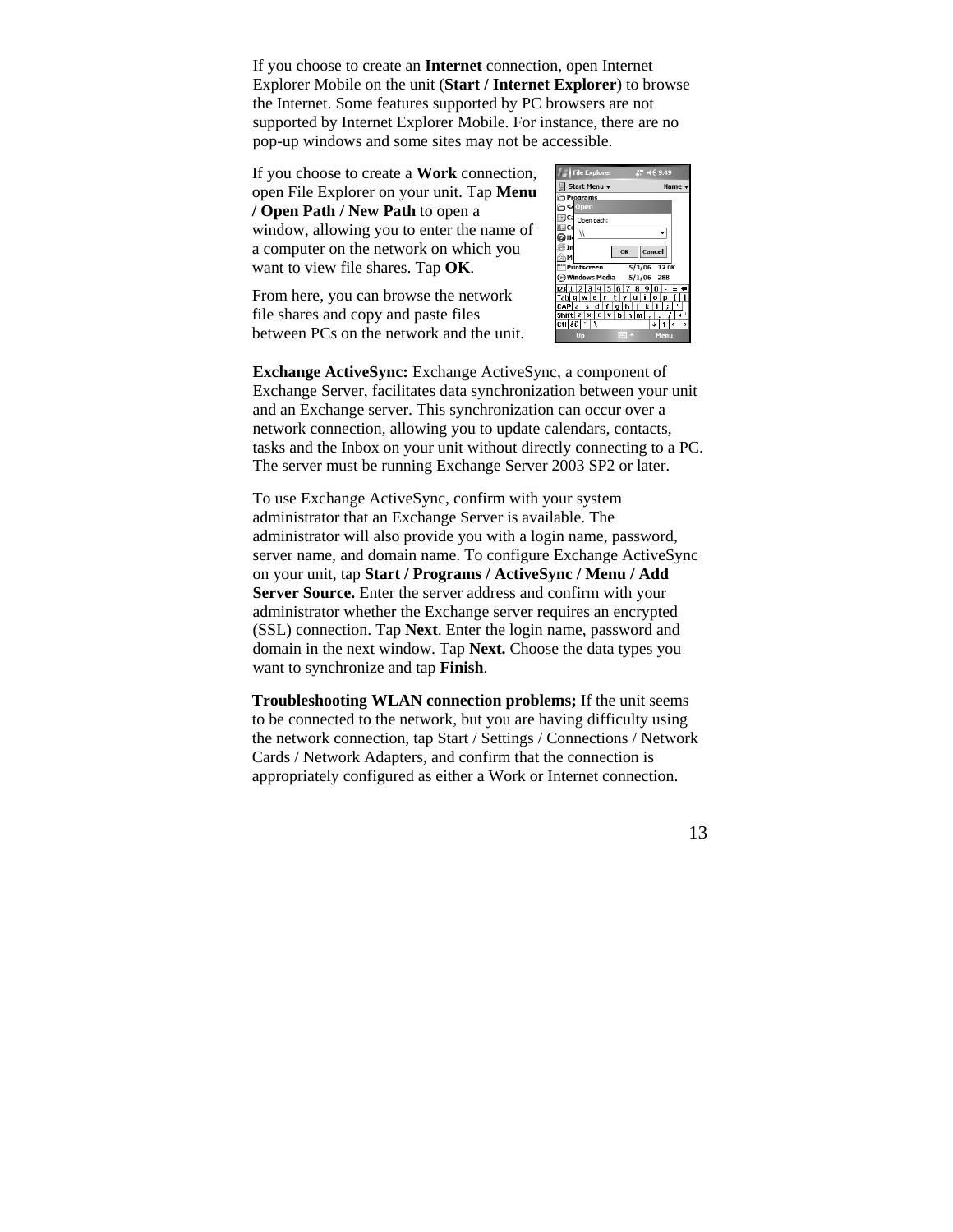If you choose to create an **Internet** connection, open Internet Explorer Mobile on the unit (**Start / Internet Explorer**) to browse the Internet. Some features supported by PC browsers are not supported by Internet Explorer Mobile. For instance, there are no pop-up windows and some sites may not be accessible.

If you choose to create a **Work** connection, open File Explorer on your unit. Tap **Menu / Open Path / New Path** to open a window, allowing you to enter the name of a computer on the network on which you want to view file shares. Tap **OK**.

From here, you can browse the network file shares and copy and paste files between PCs on the network and the unit.

**Exchange ActiveSync:** Exchange ActiveSync, a component of Exchange Server, facilitates data synchronization between your unit and an Exchange server. This synchronization can occur over a network connection, allowing you to update calendars, contacts, tasks and the Inbox on your unit without directly connecting to a PC. The server must be running Exchange Server 2003 SP2 or later.

To use Exchange ActiveSync, confirm with your system administrator that an Exchange Server is available. The administrator will also provide you with a login name, password, server name, and domain name. To configure Exchange ActiveSync on your unit, tap **Start / Programs / ActiveSync / Menu / Add Server Source.** Enter the server address and confirm with your administrator whether the Exchange server requires an encrypted (SSL) connection. Tap **Next**. Enter the login name, password and domain in the next window. Tap **Next.** Choose the data types you want to synchronize and tap **Finish**.

**Troubleshooting WLAN connection problems;** If the unit seems to be connected to the network, but you are having difficulty using the network connection, tap Start / Settings / Connections / Network Cards / Network Adapters, and confirm that the connection is appropriately configured as either a Work or Internet connection.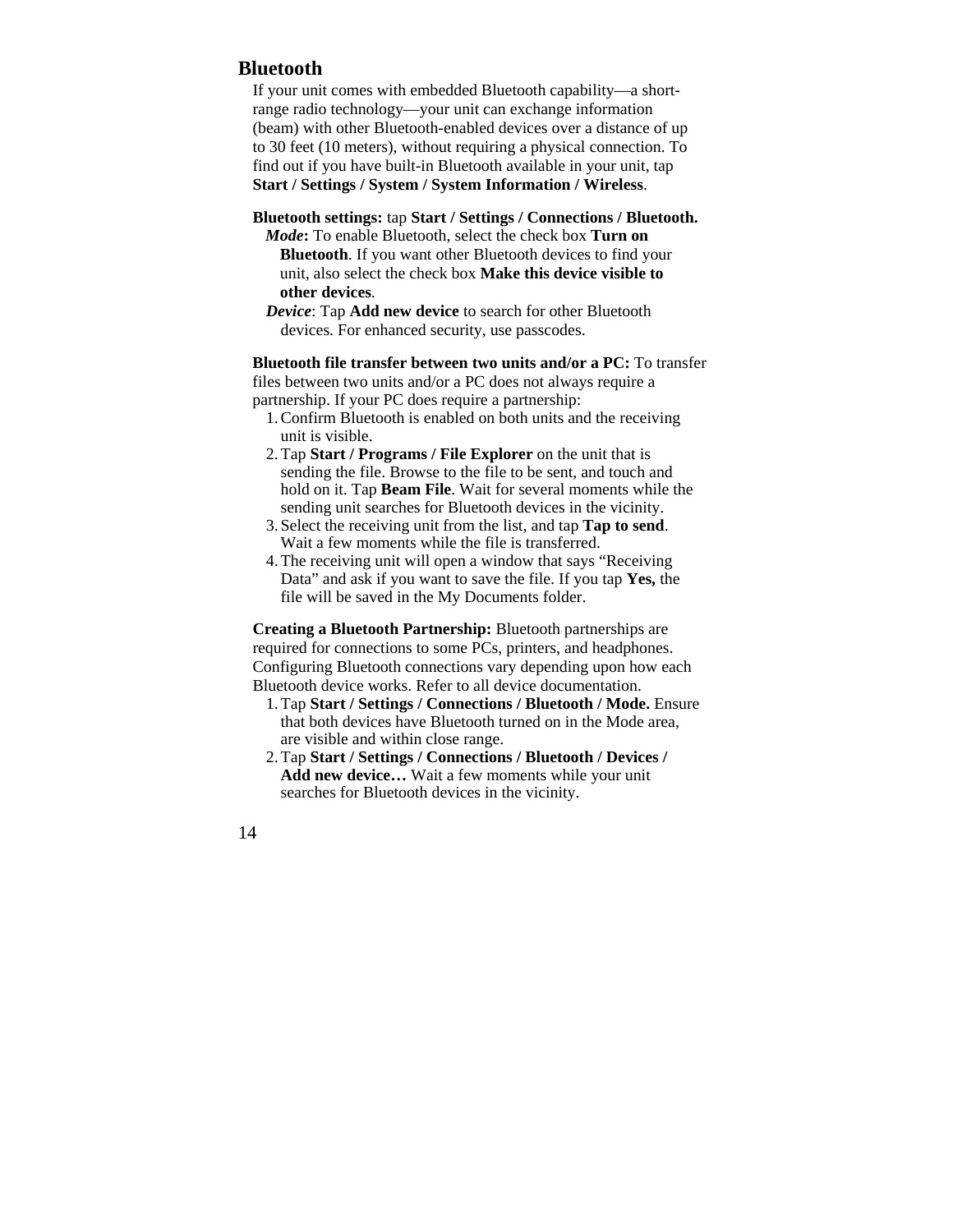## Bluetooth

If your unit comes with embedded Bluetooth capability—a short-range radio technology—your unit can exchange information (beam) with other Bluetooth-enabled devices over a distance of up to 30 feet (10 meters), without requiring a physical connection. To find out if you have built-in Bluetooth available in your unit, tap **Start / Settings / System / System Information / Wireless**.

**Bluetooth settings:** tap **Start / Settings / Connections / Bluetooth.**

***Mode*:** To enable Bluetooth, select the check box **Turn on Bluetooth**. If you want other Bluetooth devices to find your unit, also select the check box **Make this device visible to other devices**.

***Device***: Tap **Add new device** to search for other Bluetooth devices. For enhanced security, use passcodes.

**Bluetooth file transfer between two units and/or a PC:** To transfer files between two units and/or a PC does not always require a partnership. If your PC does require a partnership:

1. Confirm Bluetooth is enabled on both units and the receiving unit is visible.
2. Tap **Start / Programs / File Explorer** on the unit that is sending the file. Browse to the file to be sent, and touch and hold on it. Tap **Beam File**. Wait for several moments while the sending unit searches for Bluetooth devices in the vicinity.
3. Select the receiving unit from the list, and tap **Tap to send**. Wait a few moments while the file is transferred.
4. The receiving unit will open a window that says "Receiving Data" and ask if you want to save the file. If you tap **Yes,** the file will be saved in the My Documents folder.

**Creating a Bluetooth Partnership:** Bluetooth partnerships are required for connections to some PCs, printers, and headphones. Configuring Bluetooth connections vary depending upon how each Bluetooth device works. Refer to all device documentation.

1. Tap **Start / Settings / Connections / Bluetooth / Mode.** Ensure that both devices have Bluetooth turned on in the Mode area, are visible and within close range.
2. Tap **Start / Settings / Connections / Bluetooth / Devices / Add new device…** Wait a few moments while your unit searches for Bluetooth devices in the vicinity.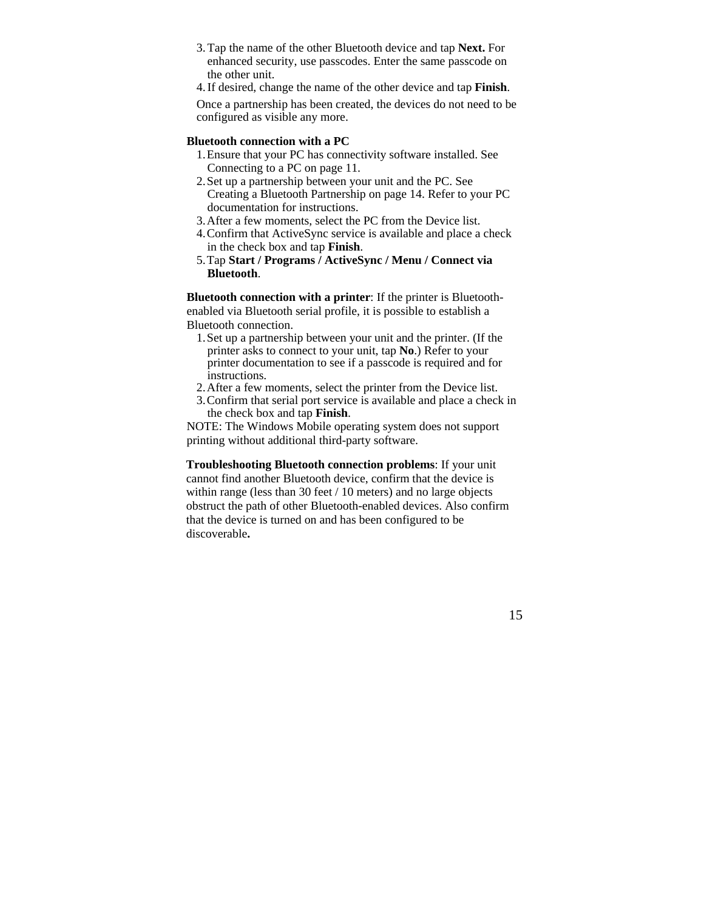3. Tap the name of the other Bluetooth device and tap **Next.** For enhanced security, use passcodes. Enter the same passcode on the other unit.
4. If desired, change the name of the other device and tap **Finish**.

Once a partnership has been created, the devices do not need to be configured as visible any more.

**Bluetooth connection with a PC**

1. Ensure that your PC has connectivity software installed. See Connecting to a PC on page 11.
2. Set up a partnership between your unit and the PC. See Creating a Bluetooth Partnership on page 14. Refer to your PC documentation for instructions.
3. After a few moments, select the PC from the Device list.
4. Confirm that ActiveSync service is available and place a check in the check box and tap **Finish**.
5. Tap **Start / Programs / ActiveSync / Menu / Connect via Bluetooth**.

**Bluetooth connection with a printer**: If the printer is Bluetooth-enabled via Bluetooth serial profile, it is possible to establish a Bluetooth connection.

1. Set up a partnership between your unit and the printer. (If the printer asks to connect to your unit, tap **No**.) Refer to your printer documentation to see if a passcode is required and for instructions.
2. After a few moments, select the printer from the Device list.
3. Confirm that serial port service is available and place a check in the check box and tap **Finish**.

NOTE: The Windows Mobile operating system does not support printing without additional third-party software.

**Troubleshooting Bluetooth connection problems**: If your unit cannot find another Bluetooth device, confirm that the device is within range (less than 30 feet / 10 meters) and no large objects obstruct the path of other Bluetooth-enabled devices. Also confirm that the device is turned on and has been configured to be discoverable**.**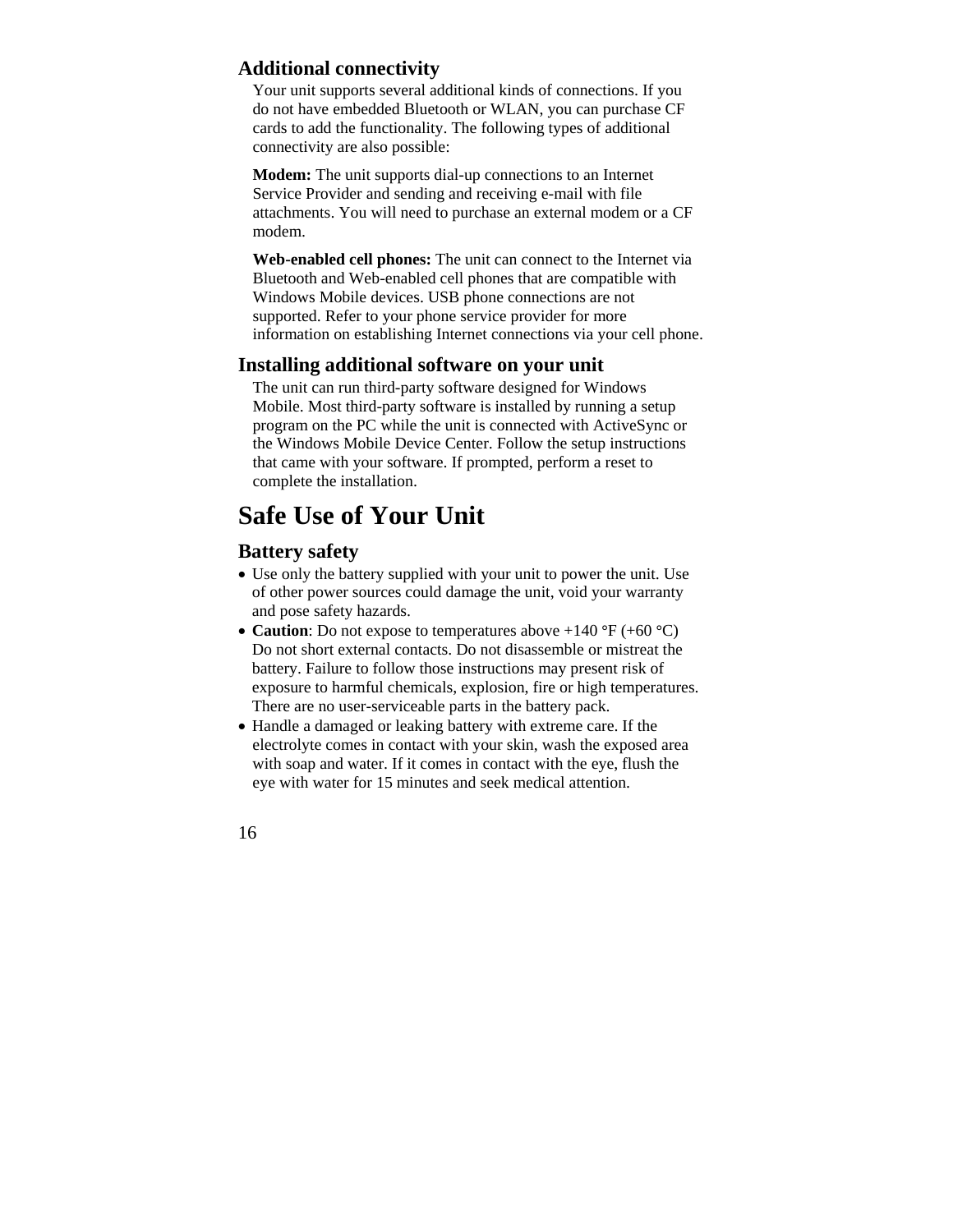### Additional connectivity

Your unit supports several additional kinds of connections. If you do not have embedded Bluetooth or WLAN, you can purchase CF cards to add the functionality. The following types of additional connectivity are also possible:

**Modem:** The unit supports dial-up connections to an Internet Service Provider and sending and receiving e-mail with file attachments. You will need to purchase an external modem or a CF modem.

**Web-enabled cell phones:** The unit can connect to the Internet via Bluetooth and Web-enabled cell phones that are compatible with Windows Mobile devices. USB phone connections are not supported. Refer to your phone service provider for more information on establishing Internet connections via your cell phone.

### Installing additional software on your unit

The unit can run third-party software designed for Windows Mobile. Most third-party software is installed by running a setup program on the PC while the unit is connected with ActiveSync or the Windows Mobile Device Center. Follow the setup instructions that came with your software. If prompted, perform a reset to complete the installation.

## Safe Use of Your Unit

### Battery safety

- Use only the battery supplied with your unit to power the unit. Use of other power sources could damage the unit, void your warranty and pose safety hazards.
- **Caution**: Do not expose to temperatures above +140 °F (+60 °C) Do not short external contacts. Do not disassemble or mistreat the battery. Failure to follow those instructions may present risk of exposure to harmful chemicals, explosion, fire or high temperatures. There are no user-serviceable parts in the battery pack.
- Handle a damaged or leaking battery with extreme care. If the electrolyte comes in contact with your skin, wash the exposed area with soap and water. If it comes in contact with the eye, flush the eye with water for 15 minutes and seek medical attention.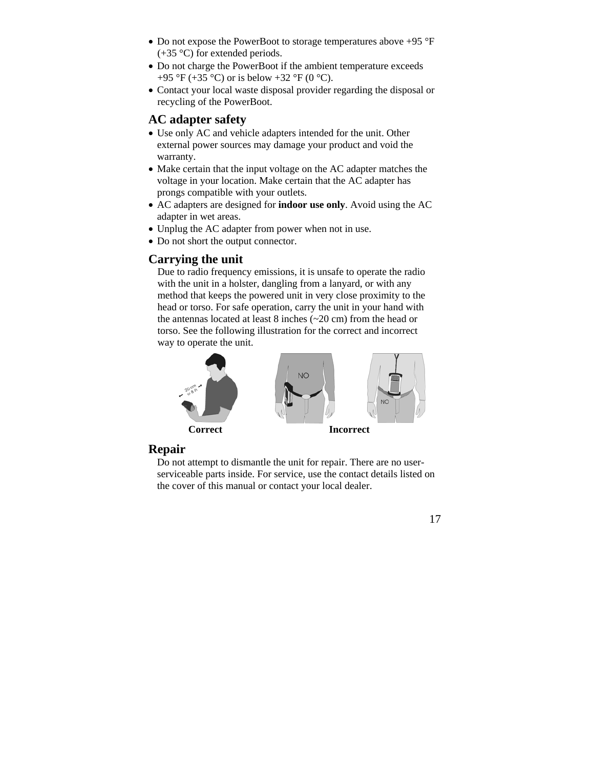- Do not expose the PowerBoot to storage temperatures above +95 °F (+35 °C) for extended periods.
- Do not charge the PowerBoot if the ambient temperature exceeds +95 °F (+35 °C) or is below +32 °F (0 °C).
- Contact your local waste disposal provider regarding the disposal or recycling of the PowerBoot.

## AC adapter safety

- Use only AC and vehicle adapters intended for the unit. Other external power sources may damage your product and void the warranty.
- Make certain that the input voltage on the AC adapter matches the voltage in your location. Make certain that the AC adapter has prongs compatible with your outlets.
- AC adapters are designed for **indoor use only**. Avoid using the AC adapter in wet areas.
- Unplug the AC adapter from power when not in use.
- Do not short the output connector.

## Carrying the unit

Due to radio frequency emissions, it is unsafe to operate the radio with the unit in a holster, dangling from a lanyard, or with any method that keeps the powered unit in very close proximity to the head or torso. For safe operation, carry the unit in your hand with the antennas located at least 8 inches (~20 cm) from the head or torso. See the following illustration for the correct and incorrect way to operate the unit.

**Correct** **Incorrect**

## Repair

Do not attempt to dismantle the unit for repair. There are no user-serviceable parts inside. For service, use the contact details listed on the cover of this manual or contact your local dealer.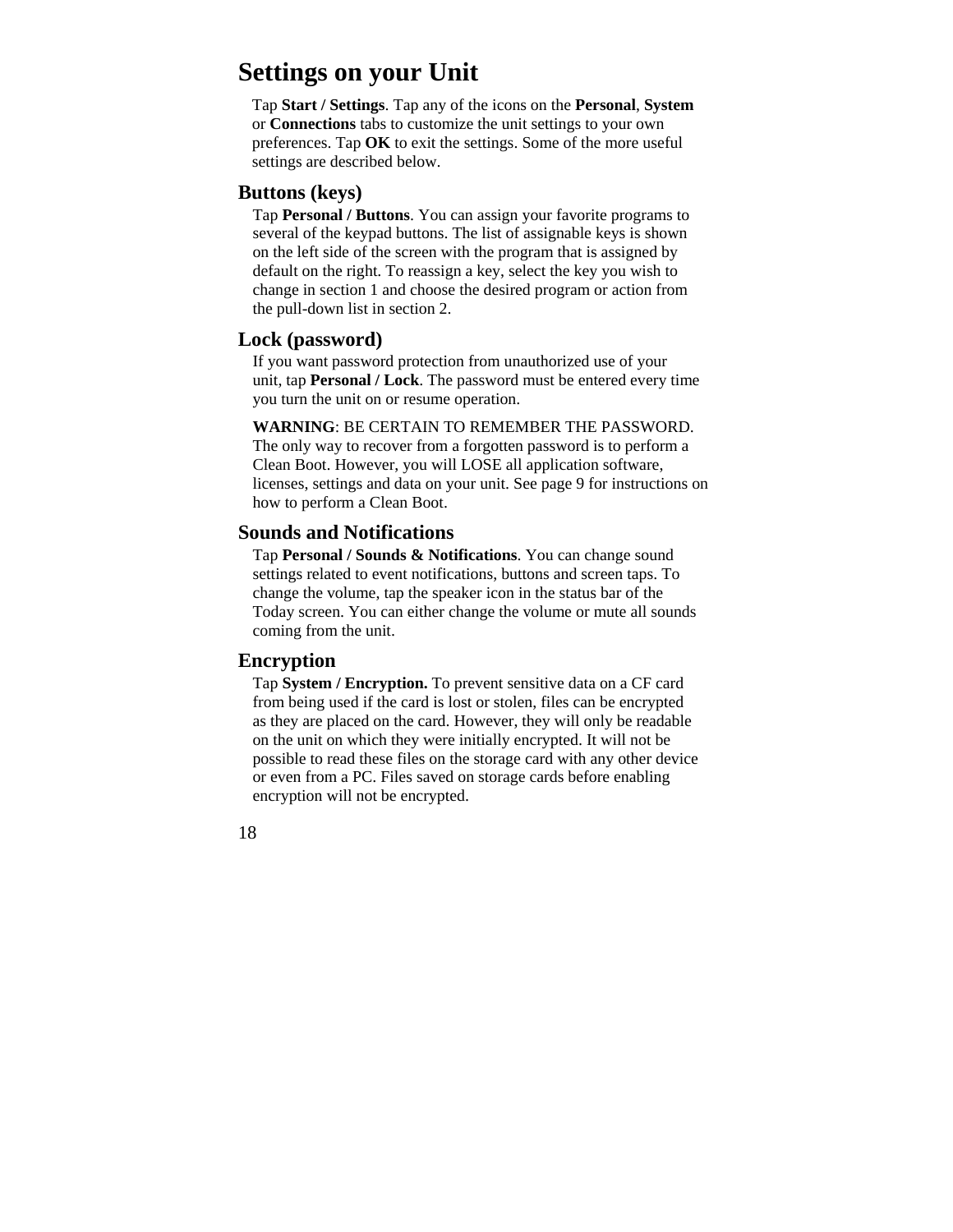# Settings on your Unit

Tap **Start / Settings**. Tap any of the icons on the **Personal**, **System** or **Connections** tabs to customize the unit settings to your own preferences. Tap **OK** to exit the settings. Some of the more useful settings are described below.

## Buttons (keys)

Tap **Personal / Buttons**. You can assign your favorite programs to several of the keypad buttons. The list of assignable keys is shown on the left side of the screen with the program that is assigned by default on the right. To reassign a key, select the key you wish to change in section 1 and choose the desired program or action from the pull-down list in section 2.

## Lock (password)

If you want password protection from unauthorized use of your unit, tap **Personal / Lock**. The password must be entered every time you turn the unit on or resume operation.

**WARNING**: BE CERTAIN TO REMEMBER THE PASSWORD. The only way to recover from a forgotten password is to perform a Clean Boot. However, you will LOSE all application software, licenses, settings and data on your unit. See page 9 for instructions on how to perform a Clean Boot.

## Sounds and Notifications

Tap **Personal / Sounds & Notifications**. You can change sound settings related to event notifications, buttons and screen taps. To change the volume, tap the speaker icon in the status bar of the Today screen. You can either change the volume or mute all sounds coming from the unit.

## Encryption

Tap **System / Encryption.** To prevent sensitive data on a CF card from being used if the card is lost or stolen, files can be encrypted as they are placed on the card. However, they will only be readable on the unit on which they were initially encrypted. It will not be possible to read these files on the storage card with any other device or even from a PC. Files saved on storage cards before enabling encryption will not be encrypted.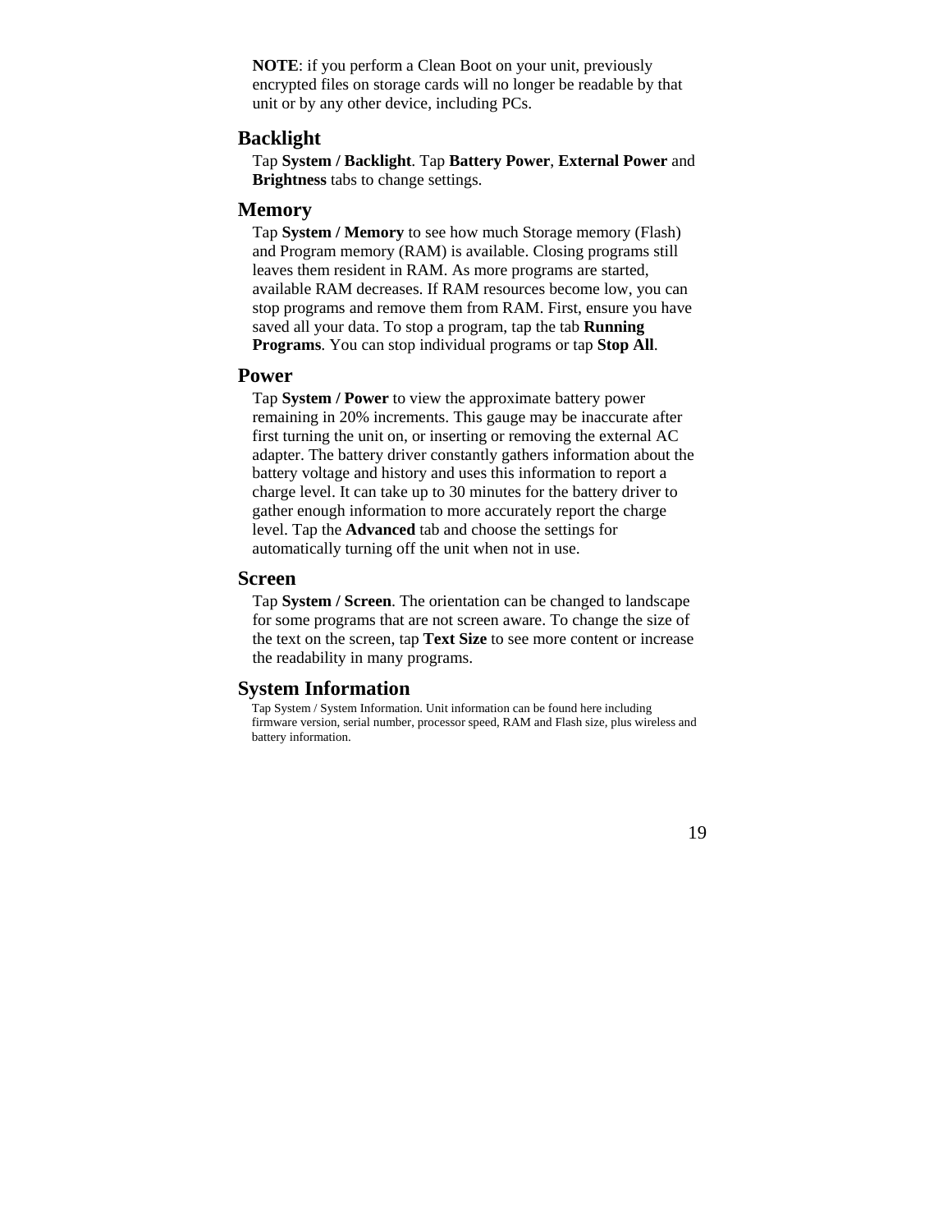**NOTE**: if you perform a Clean Boot on your unit, previously encrypted files on storage cards will no longer be readable by that unit or by any other device, including PCs.

## Backlight

Tap **System / Backlight**. Tap **Battery Power**, **External Power** and **Brightness** tabs to change settings.

## Memory

Tap **System / Memory** to see how much Storage memory (Flash) and Program memory (RAM) is available. Closing programs still leaves them resident in RAM. As more programs are started, available RAM decreases. If RAM resources become low, you can stop programs and remove them from RAM. First, ensure you have saved all your data. To stop a program, tap the tab **Running Programs**. You can stop individual programs or tap **Stop All**.

## Power

Tap **System / Power** to view the approximate battery power remaining in 20% increments. This gauge may be inaccurate after first turning the unit on, or inserting or removing the external AC adapter. The battery driver constantly gathers information about the battery voltage and history and uses this information to report a charge level. It can take up to 30 minutes for the battery driver to gather enough information to more accurately report the charge level. Tap the **Advanced** tab and choose the settings for automatically turning off the unit when not in use.

## Screen

Tap **System / Screen**. The orientation can be changed to landscape for some programs that are not screen aware. To change the size of the text on the screen, tap **Text Size** to see more content or increase the readability in many programs.

## System Information

Tap System / System Information. Unit information can be found here including firmware version, serial number, processor speed, RAM and Flash size, plus wireless and battery information.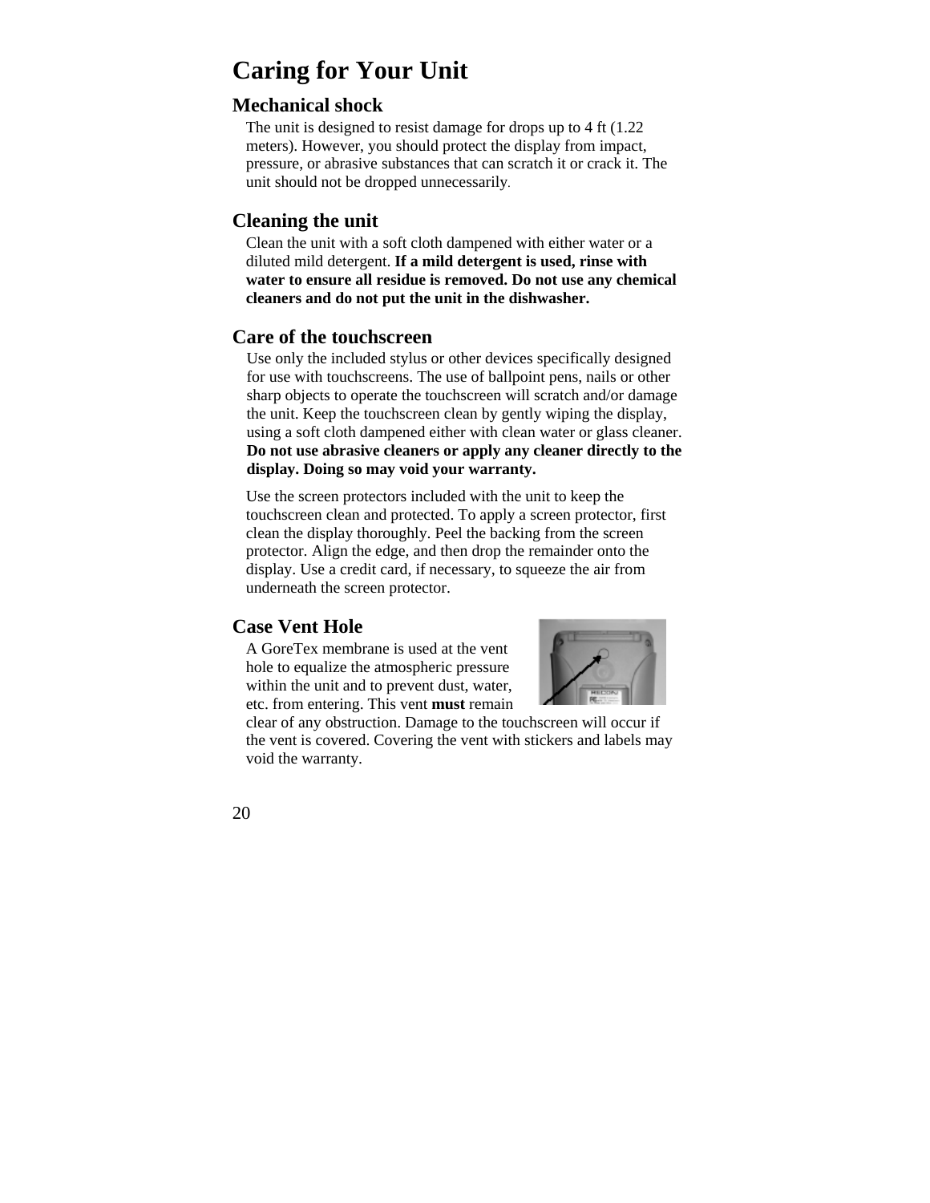# Caring for Your Unit

## Mechanical shock

The unit is designed to resist damage for drops up to 4 ft (1.22 meters). However, you should protect the display from impact, pressure, or abrasive substances that can scratch it or crack it. The unit should not be dropped unnecessarily.

## Cleaning the unit

Clean the unit with a soft cloth dampened with either water or a diluted mild detergent. **If a mild detergent is used, rinse with water to ensure all residue is removed. Do not use any chemical cleaners and do not put the unit in the dishwasher.**

## Care of the touchscreen

Use only the included stylus or other devices specifically designed for use with touchscreens. The use of ballpoint pens, nails or other sharp objects to operate the touchscreen will scratch and/or damage the unit. Keep the touchscreen clean by gently wiping the display, using a soft cloth dampened either with clean water or glass cleaner. **Do not use abrasive cleaners or apply any cleaner directly to the display. Doing so may void your warranty.**

Use the screen protectors included with the unit to keep the touchscreen clean and protected. To apply a screen protector, first clean the display thoroughly. Peel the backing from the screen protector. Align the edge, and then drop the remainder onto the display. Use a credit card, if necessary, to squeeze the air from underneath the screen protector.

## Case Vent Hole

A GoreTex membrane is used at the vent hole to equalize the atmospheric pressure within the unit and to prevent dust, water, etc. from entering. This vent **must** remain clear of any obstruction. Damage to the touchscreen will occur if the vent is covered. Covering the vent with stickers and labels may void the warranty.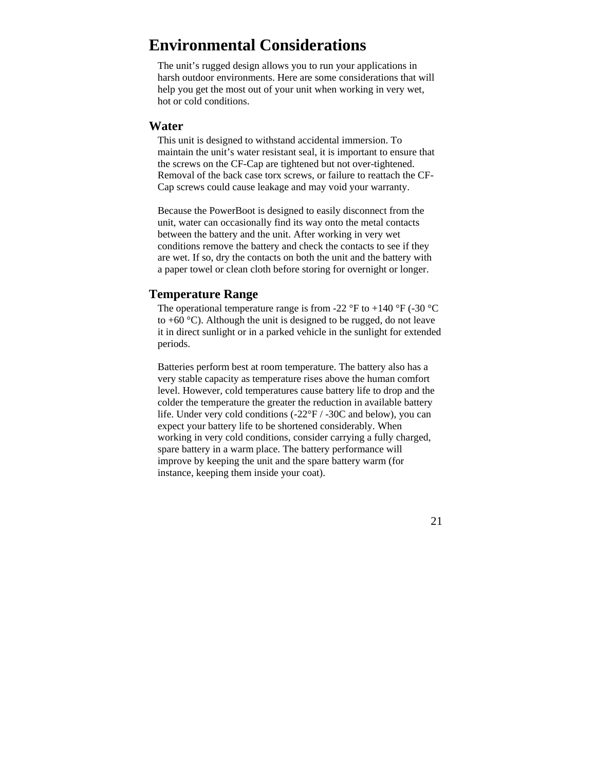# Environmental Considerations

The unit's rugged design allows you to run your applications in harsh outdoor environments. Here are some considerations that will help you get the most out of your unit when working in very wet, hot or cold conditions.

## Water

This unit is designed to withstand accidental immersion. To maintain the unit's water resistant seal, it is important to ensure that the screws on the CF-Cap are tightened but not over-tightened. Removal of the back case torx screws, or failure to reattach the CF-Cap screws could cause leakage and may void your warranty.

Because the PowerBoot is designed to easily disconnect from the unit, water can occasionally find its way onto the metal contacts between the battery and the unit. After working in very wet conditions remove the battery and check the contacts to see if they are wet. If so, dry the contacts on both the unit and the battery with a paper towel or clean cloth before storing for overnight or longer.

## Temperature Range

The operational temperature range is from -22 °F to +140 °F (-30 °C to +60 °C). Although the unit is designed to be rugged, do not leave it in direct sunlight or in a parked vehicle in the sunlight for extended periods.

Batteries perform best at room temperature. The battery also has a very stable capacity as temperature rises above the human comfort level. However, cold temperatures cause battery life to drop and the colder the temperature the greater the reduction in available battery life. Under very cold conditions (-22°F / -30C and below), you can expect your battery life to be shortened considerably. When working in very cold conditions, consider carrying a fully charged, spare battery in a warm place. The battery performance will improve by keeping the unit and the spare battery warm (for instance, keeping them inside your coat).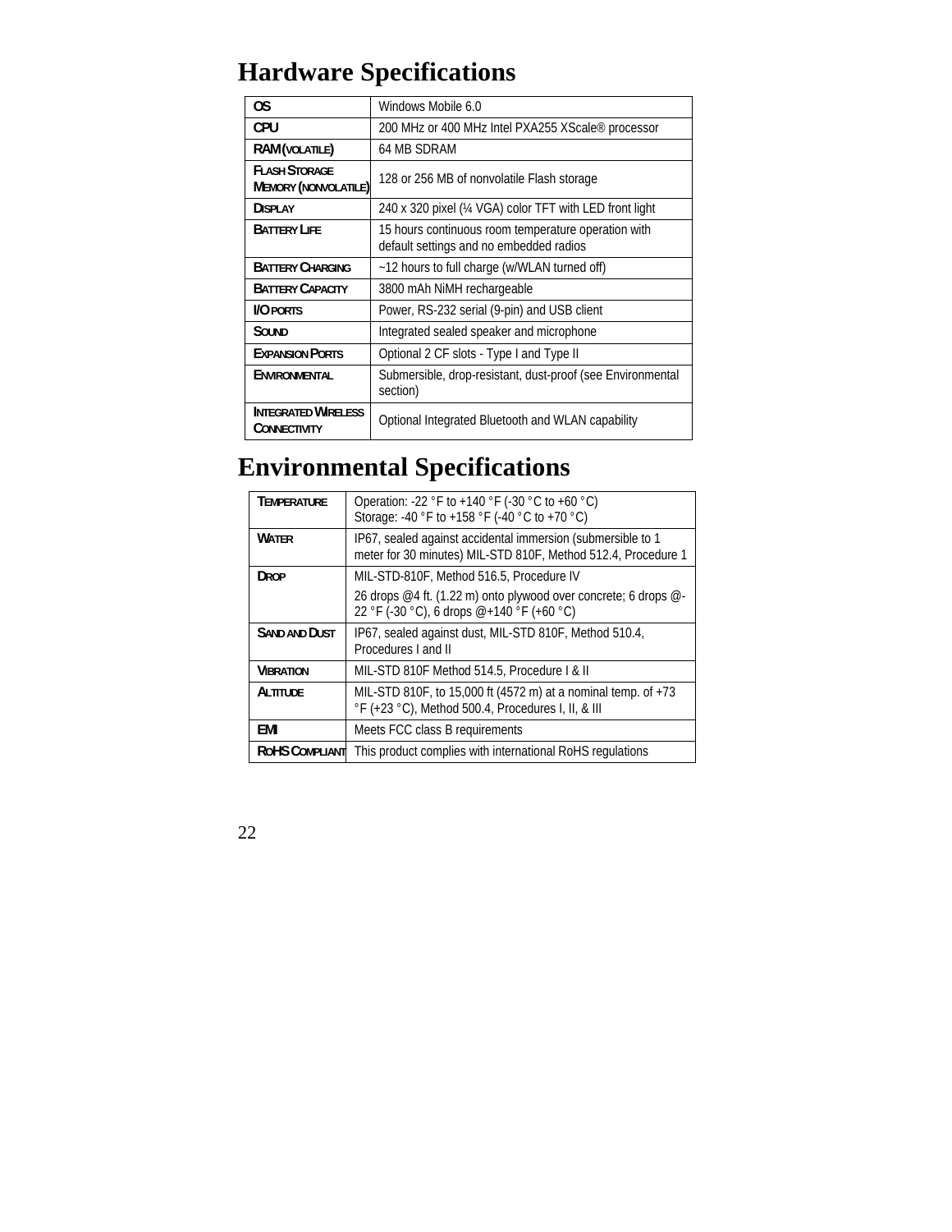# Hardware Specifications

| | |
|---|---|
| **OS** | Windows Mobile 6.0 |
| **CPU** | 200 MHz or 400 MHz Intel PXA255 XScale® processor |
| **RAM (VOLATILE)** | 64 MB SDRAM |
| **FLASH STORAGE MEMORY (NONVOLATILE)** | 128 or 256 MB of nonvolatile Flash storage |
| **DISPLAY** | 240 x 320 pixel (¼ VGA) color TFT with LED front light |
| **BATTERY LIFE** | 15 hours continuous room temperature operation with default settings and no embedded radios |
| **BATTERY CHARGING** | ~12 hours to full charge (w/WLAN turned off) |
| **BATTERY CAPACITY** | 3800 mAh NiMH rechargeable |
| **I/O PORTS** | Power, RS-232 serial (9-pin) and USB client |
| **SOUND** | Integrated sealed speaker and microphone |
| **EXPANSION PORTS** | Optional 2 CF slots - Type I and Type II |
| **ENVIRONMENTAL** | Submersible, drop-resistant, dust-proof (see Environmental section) |
| **INTEGRATED WIRELESS CONNECTIVITY** | Optional Integrated Bluetooth and WLAN capability |

# Environmental Specifications

| | |
|---|---|
| **TEMPERATURE** | Operation: -22 °F to +140 °F (-30 °C to +60 °C)<br>Storage: -40 °F to +158 °F (-40 °C to +70 °C) |
| **WATER** | IP67, sealed against accidental immersion (submersible to 1 meter for 30 minutes) MIL-STD 810F, Method 512.4, Procedure 1 |
| **DROP** | MIL-STD-810F, Method 516.5, Procedure IV<br>26 drops @4 ft. (1.22 m) onto plywood over concrete; 6 drops @-22 °F (-30 °C), 6 drops @+140 °F (+60 °C) |
| **SAND AND DUST** | IP67, sealed against dust, MIL-STD 810F, Method 510.4, Procedures I and II |
| **VIBRATION** | MIL-STD 810F Method 514.5, Procedure I & II |
| **ALTITUDE** | MIL-STD 810F, to 15,000 ft (4572 m) at a nominal temp. of +73 °F (+23 °C), Method 500.4, Procedures I, II, & III |
| **EMI** | Meets FCC class B requirements |
| **ROHS COMPLIANT** | This product complies with international RoHS regulations |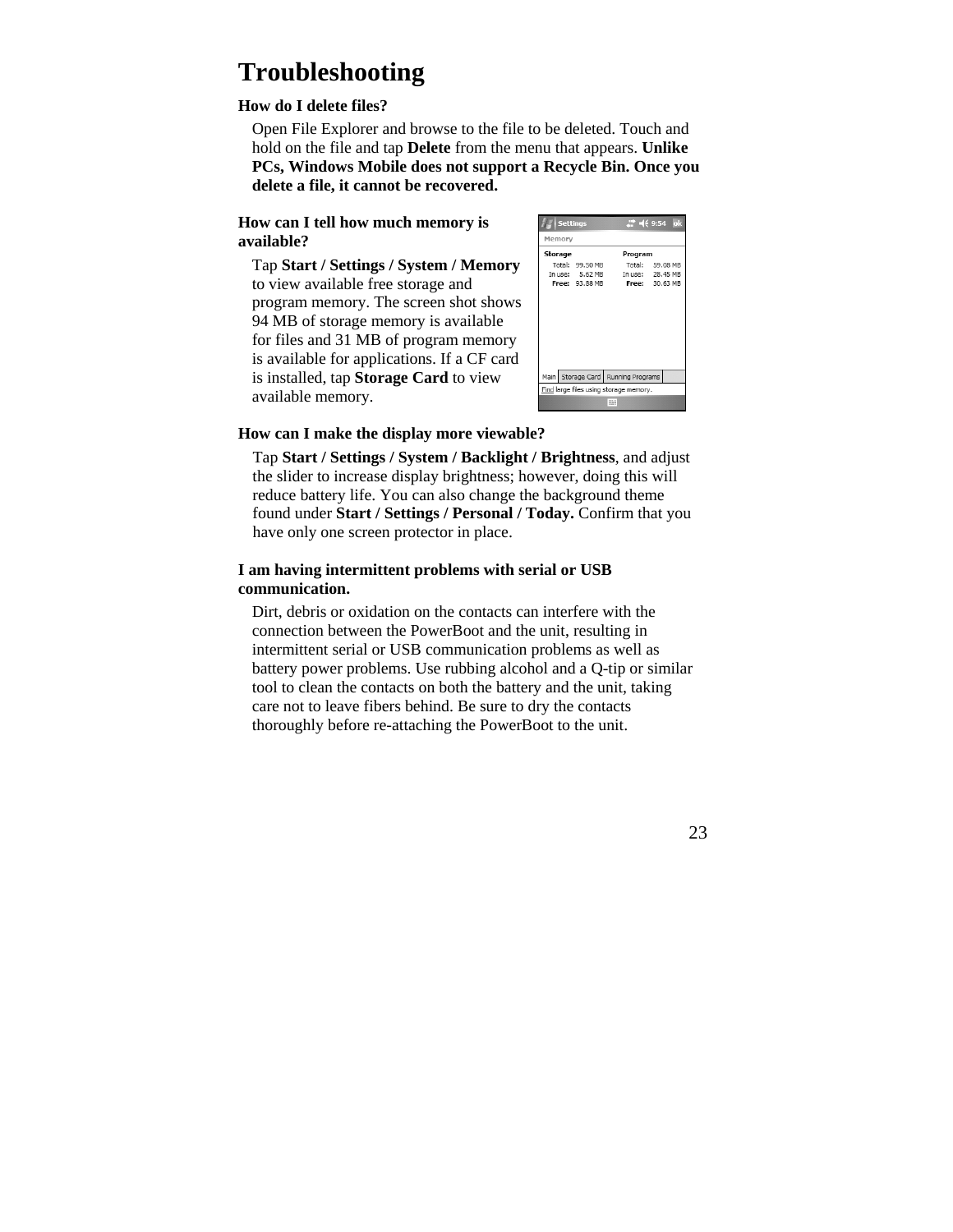# Troubleshooting

**How do I delete files?**

Open File Explorer and browse to the file to be deleted. Touch and hold on the file and tap **Delete** from the menu that appears. **Unlike PCs, Windows Mobile does not support a Recycle Bin. Once you delete a file, it cannot be recovered.**

**How can I tell how much memory is available?**

Tap **Start / Settings / System / Memory** to view available free storage and program memory. The screen shot shows 94 MB of storage memory is available for files and 31 MB of program memory is available for applications. If a CF card is installed, tap **Storage Card** to view available memory.

**How can I make the display more viewable?**

Tap **Start / Settings / System / Backlight / Brightness**, and adjust the slider to increase display brightness; however, doing this will reduce battery life. You can also change the background theme found under **Start / Settings / Personal / Today.** Confirm that you have only one screen protector in place.

**I am having intermittent problems with serial or USB communication.**

Dirt, debris or oxidation on the contacts can interfere with the connection between the PowerBoot and the unit, resulting in intermittent serial or USB communication problems as well as battery power problems. Use rubbing alcohol and a Q-tip or similar tool to clean the contacts on both the battery and the unit, taking care not to leave fibers behind. Be sure to dry the contacts thoroughly before re-attaching the PowerBoot to the unit.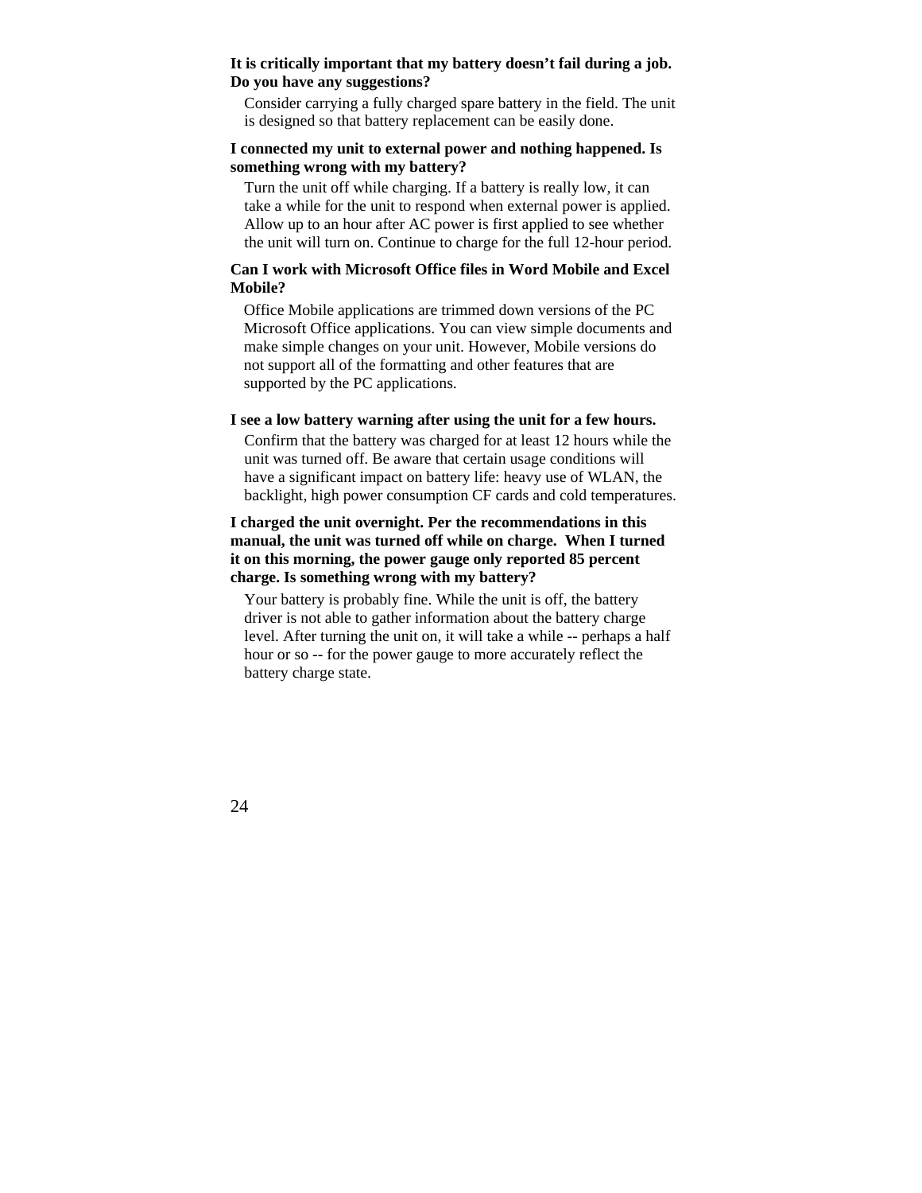**It is critically important that my battery doesn't fail during a job. Do you have any suggestions?**

Consider carrying a fully charged spare battery in the field. The unit is designed so that battery replacement can be easily done.

**I connected my unit to external power and nothing happened. Is something wrong with my battery?**

Turn the unit off while charging. If a battery is really low, it can take a while for the unit to respond when external power is applied. Allow up to an hour after AC power is first applied to see whether the unit will turn on. Continue to charge for the full 12-hour period.

**Can I work with Microsoft Office files in Word Mobile and Excel Mobile?**

Office Mobile applications are trimmed down versions of the PC Microsoft Office applications. You can view simple documents and make simple changes on your unit. However, Mobile versions do not support all of the formatting and other features that are supported by the PC applications.

**I see a low battery warning after using the unit for a few hours.**

Confirm that the battery was charged for at least 12 hours while the unit was turned off. Be aware that certain usage conditions will have a significant impact on battery life: heavy use of WLAN, the backlight, high power consumption CF cards and cold temperatures.

**I charged the unit overnight. Per the recommendations in this manual, the unit was turned off while on charge. When I turned it on this morning, the power gauge only reported 85 percent charge. Is something wrong with my battery?**

Your battery is probably fine. While the unit is off, the battery driver is not able to gather information about the battery charge level. After turning the unit on, it will take a while -- perhaps a half hour or so -- for the power gauge to more accurately reflect the battery charge state.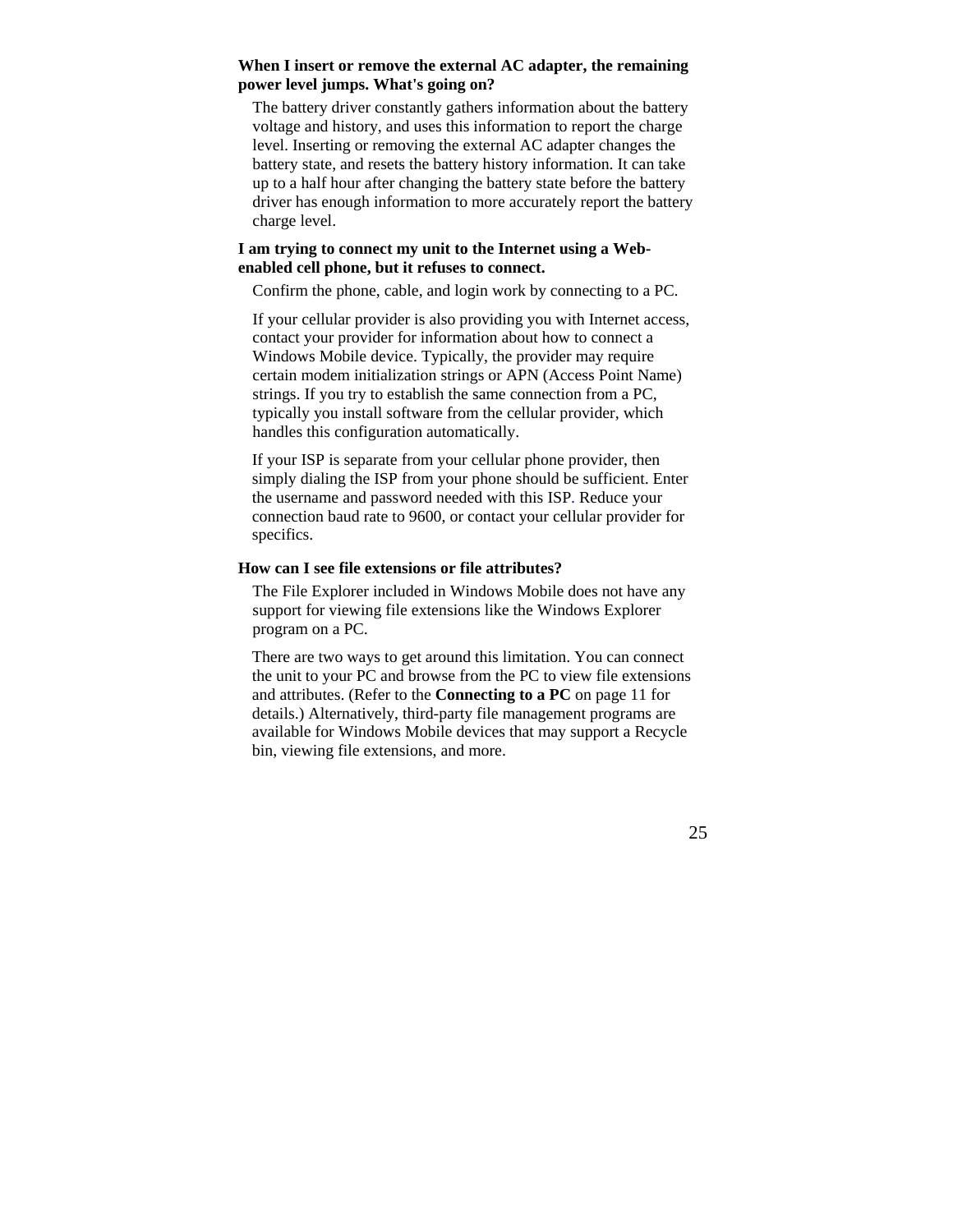### When I insert or remove the external AC adapter, the remaining power level jumps. What's going on?

The battery driver constantly gathers information about the battery voltage and history, and uses this information to report the charge level. Inserting or removing the external AC adapter changes the battery state, and resets the battery history information. It can take up to a half hour after changing the battery state before the battery driver has enough information to more accurately report the battery charge level.

### I am trying to connect my unit to the Internet using a Web-enabled cell phone, but it refuses to connect.

Confirm the phone, cable, and login work by connecting to a PC.

If your cellular provider is also providing you with Internet access, contact your provider for information about how to connect a Windows Mobile device. Typically, the provider may require certain modem initialization strings or APN (Access Point Name) strings. If you try to establish the same connection from a PC, typically you install software from the cellular provider, which handles this configuration automatically.

If your ISP is separate from your cellular phone provider, then simply dialing the ISP from your phone should be sufficient. Enter the username and password needed with this ISP. Reduce your connection baud rate to 9600, or contact your cellular provider for specifics.

### How can I see file extensions or file attributes?

The File Explorer included in Windows Mobile does not have any support for viewing file extensions like the Windows Explorer program on a PC.

There are two ways to get around this limitation. You can connect the unit to your PC and browse from the PC to view file extensions and attributes. (Refer to the **Connecting to a PC** on page 11 for details.) Alternatively, third-party file management programs are available for Windows Mobile devices that may support a Recycle bin, viewing file extensions, and more.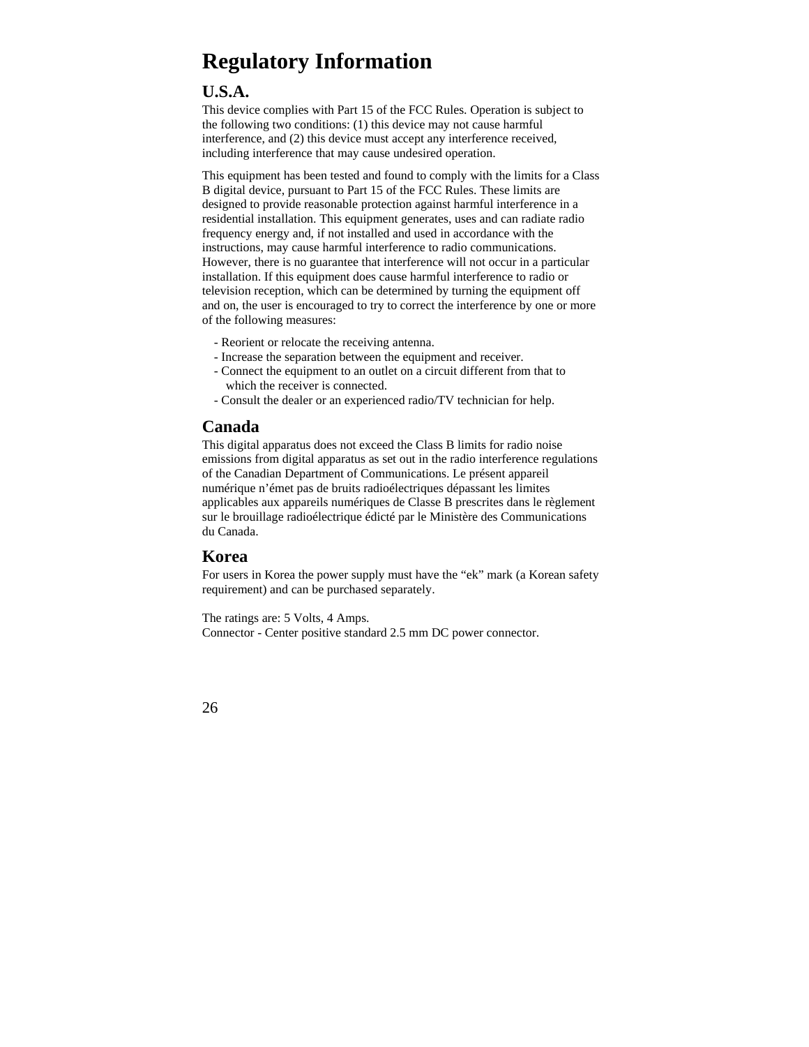# Regulatory Information

## U.S.A.

This device complies with Part 15 of the FCC Rules. Operation is subject to the following two conditions: (1) this device may not cause harmful interference, and (2) this device must accept any interference received, including interference that may cause undesired operation.

This equipment has been tested and found to comply with the limits for a Class B digital device, pursuant to Part 15 of the FCC Rules. These limits are designed to provide reasonable protection against harmful interference in a residential installation. This equipment generates, uses and can radiate radio frequency energy and, if not installed and used in accordance with the instructions, may cause harmful interference to radio communications. However, there is no guarantee that interference will not occur in a particular installation. If this equipment does cause harmful interference to radio or television reception, which can be determined by turning the equipment off and on, the user is encouraged to try to correct the interference by one or more of the following measures:

- Reorient or relocate the receiving antenna.
- Increase the separation between the equipment and receiver.
- Connect the equipment to an outlet on a circuit different from that to which the receiver is connected.
- Consult the dealer or an experienced radio/TV technician for help.

## Canada

This digital apparatus does not exceed the Class B limits for radio noise emissions from digital apparatus as set out in the radio interference regulations of the Canadian Department of Communications. Le présent appareil numérique n'émet pas de bruits radioélectriques dépassant les limites applicables aux appareils numériques de Classe B prescrites dans le règlement sur le brouillage radioélectrique édicté par le Ministère des Communications du Canada.

## Korea

For users in Korea the power supply must have the "ek" mark (a Korean safety requirement) and can be purchased separately.

The ratings are: 5 Volts, 4 Amps.
Connector - Center positive standard 2.5 mm DC power connector.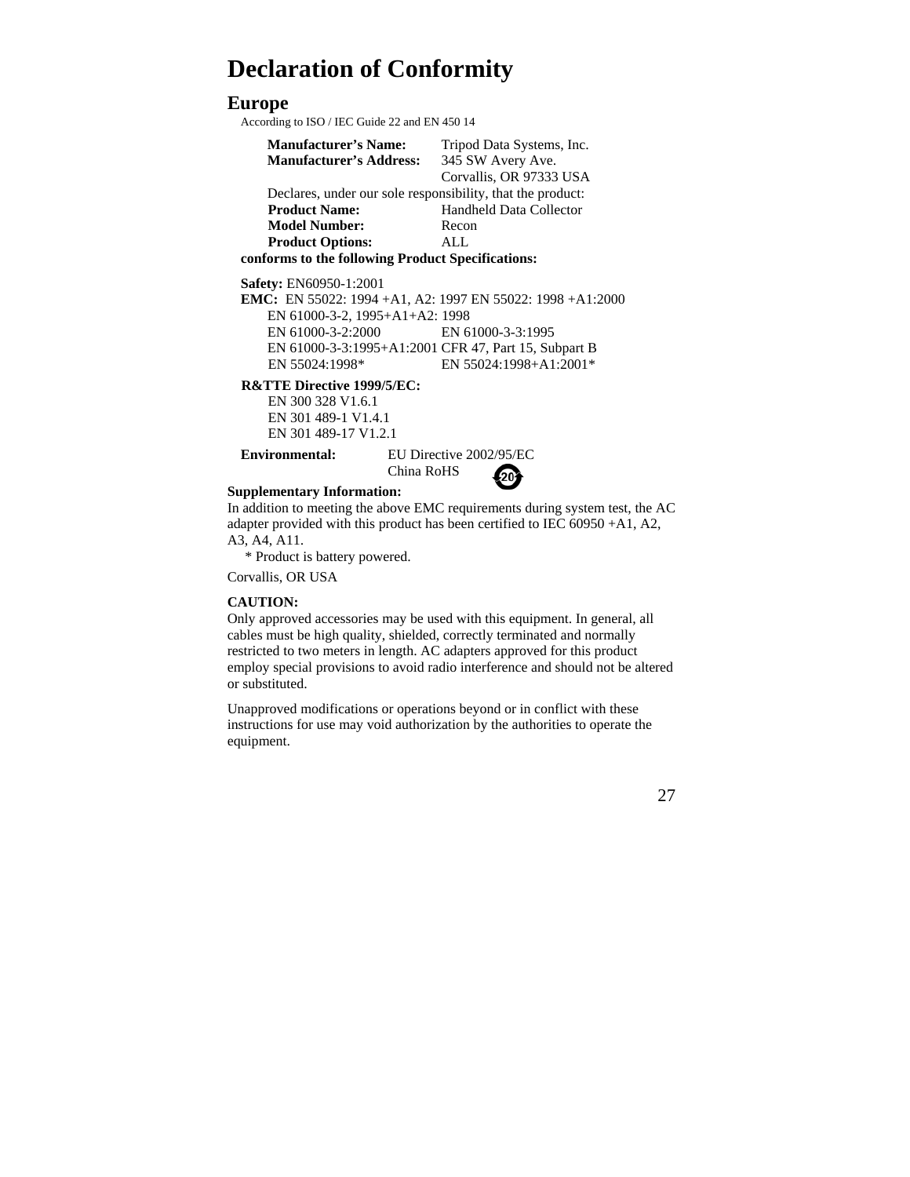# Declaration of Conformity

## Europe

According to ISO / IEC Guide 22 and EN 450 14

**Manufacturer's Name:** Tripod Data Systems, Inc.
**Manufacturer's Address:** 345 SW Avery Ave.
Corvallis, OR 97333 USA

Declares, under our sole responsibility, that the product:

**Product Name:** Handheld Data Collector
**Model Number:** Recon
**Product Options:** ALL

**conforms to the following Product Specifications:**

**Safety:** EN60950-1:2001

**EMC:** EN 55022: 1994 +A1, A2: 1997 EN 55022: 1998 +A1:2000
EN 61000-3-2, 1995+A1+A2: 1998
EN 61000-3-2:2000 EN 61000-3-3:1995
EN 61000-3-3:1995+A1:2001 CFR 47, Part 15, Subpart B
EN 55024:1998* EN 55024:1998+A1:2001*

**R&TTE Directive 1999/5/EC:**
EN 300 328 V1.6.1
EN 301 489-1 V1.4.1
EN 301 489-17 V1.2.1

**Environmental:** EU Directive 2002/95/EC
China RoHS 20

**Supplementary Information:**

In addition to meeting the above EMC requirements during system test, the AC adapter provided with this product has been certified to IEC 60950 +A1, A2, A3, A4, A11.

\* Product is battery powered.

Corvallis, OR USA

**CAUTION:**

Only approved accessories may be used with this equipment. In general, all cables must be high quality, shielded, correctly terminated and normally restricted to two meters in length. AC adapters approved for this product employ special provisions to avoid radio interference and should not be altered or substituted.

Unapproved modifications or operations beyond or in conflict with these instructions for use may void authorization by the authorities to operate the equipment.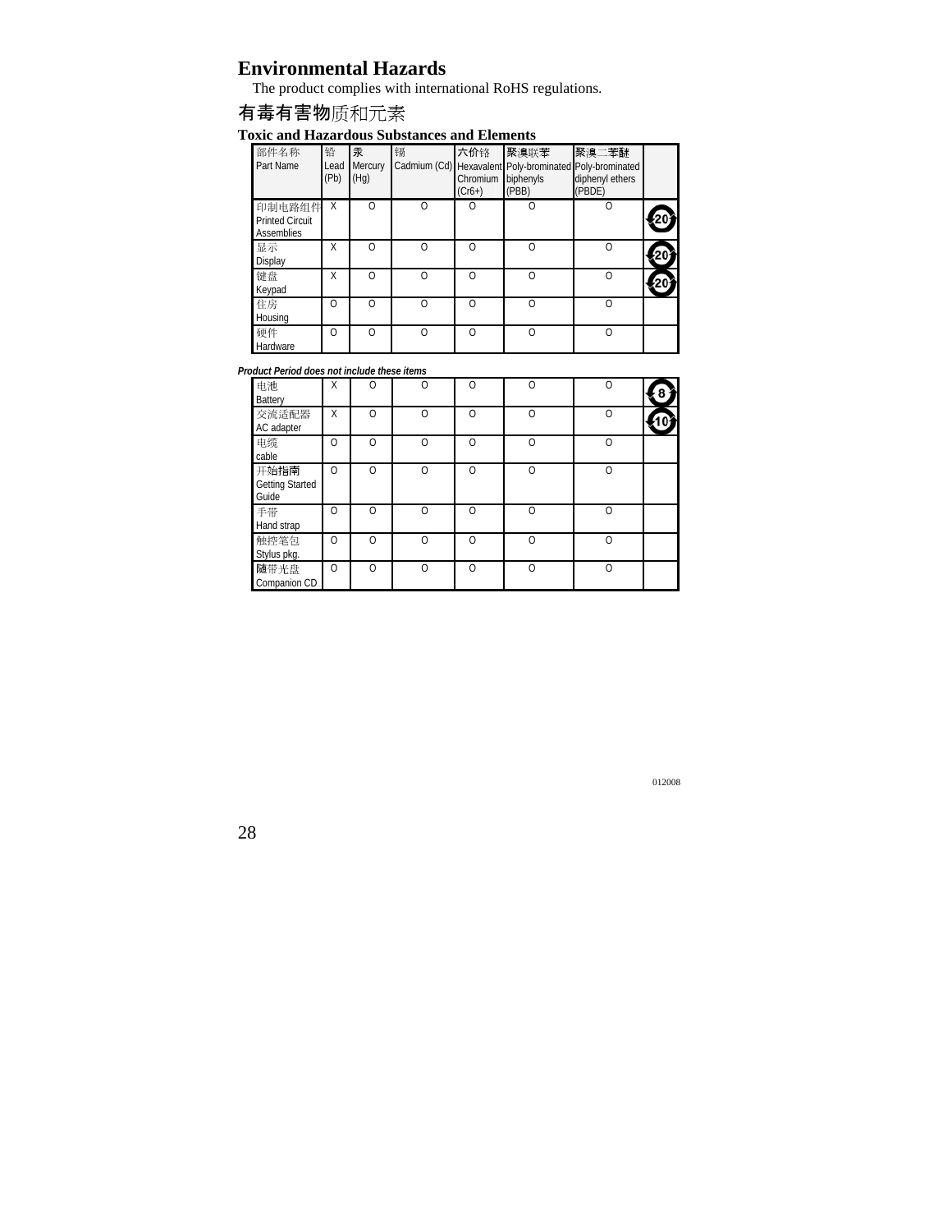# Environmental Hazards

The product complies with international RoHS regulations.

## 有毒有害物质和元素

### Toxic and Hazardous Substances and Elements

| 部件名称 Part Name | 铅 Lead (Pb) | 汞 Mercury (Hg) | 镉 Cadmium (Cd) | 六价铬 Hexavalent Chromium (Cr6+) | 聚溴联苯 Poly-brominated biphenyls (PBB) | 聚溴二苯醚 Poly-brominated diphenyl ethers (PBDE) | |
|---|---|---|---|---|---|---|---|
| 印制电路组件 Printed Circuit Assemblies | X | O | O | O | O | O | 20 |
| 显示 Display | X | O | O | O | O | O | 20 |
| 键盘 Keypad | X | O | O | O | O | O | 20 |
| 住房 Housing | O | O | O | O | O | O | |
| 硬件 Hardware | O | O | O | O | O | O | |

***Product Period does not include these items***

| 部件名称 Part Name | 铅 Lead (Pb) | 汞 Mercury (Hg) | 镉 Cadmium (Cd) | 六价铬 Hexavalent Chromium (Cr6+) | 聚溴联苯 Poly-brominated biphenyls (PBB) | 聚溴二苯醚 Poly-brominated diphenyl ethers (PBDE) | |
|---|---|---|---|---|---|---|---|
| 电池 Battery | X | O | O | O | O | O | 8 |
| 交流适配器 AC adapter | X | O | O | O | O | O | 10 |
| 电缆 cable | O | O | O | O | O | O | |
| 开始指南 Getting Started Guide | O | O | O | O | O | O | |
| 手带 Hand strap | O | O | O | O | O | O | |
| 触控笔包 Stylus pkg. | O | O | O | O | O | O | |
| 随带光盘 Companion CD | O | O | O | O | O | O | |

012008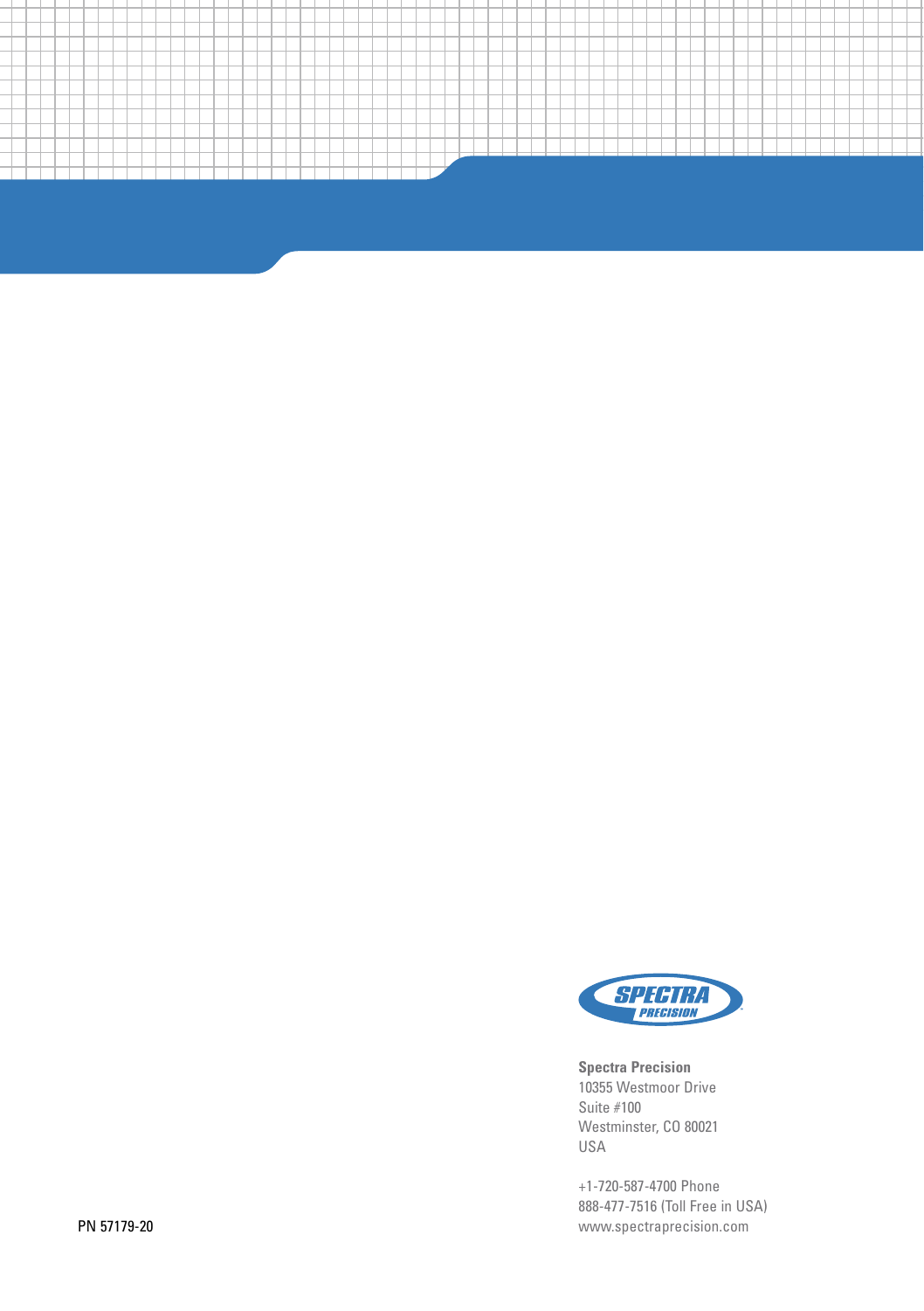**Spectra Precision**
10355 Westmoor Drive
Suite #100
Westminster, CO 80021
USA

+1-720-587-4700 Phone
888-477-7516 (Toll Free in USA)
www.spectraprecision.com

PN 57179-20